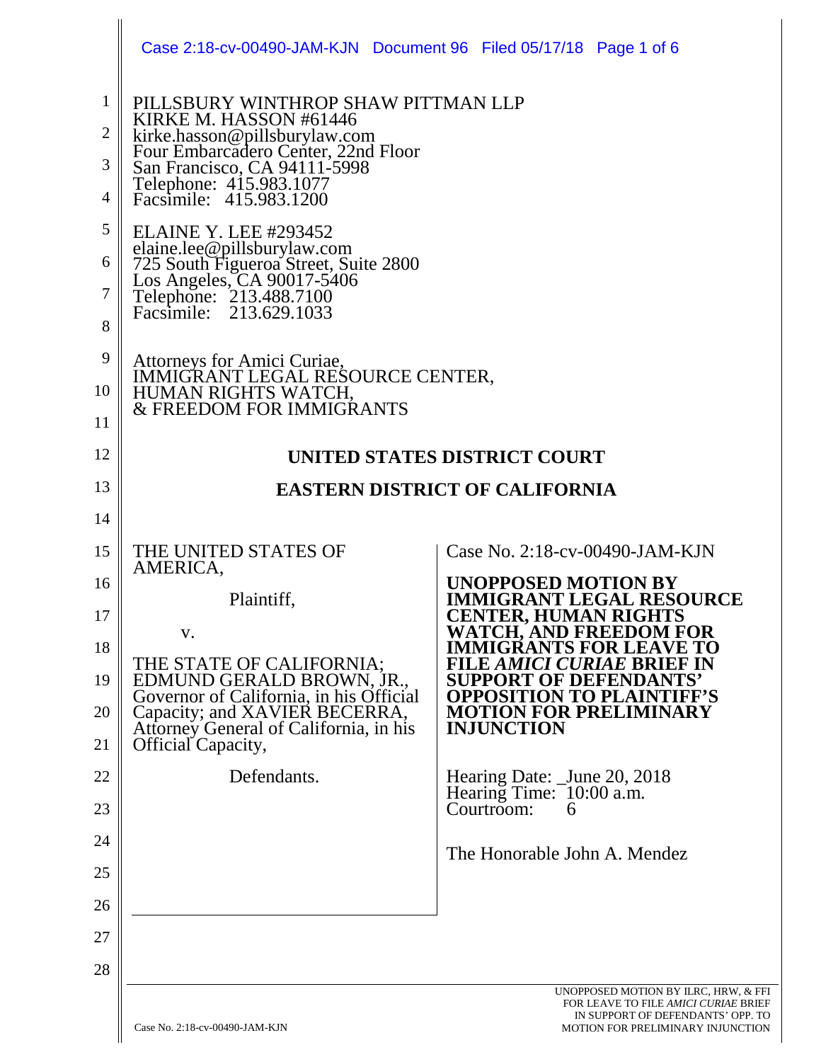PILLSBURY WINTHROP SHAW PITTMAN LLP
KIRKE M. HASSON #61446
kirke.hasson@pillsburylaw.com
Four Embarcadero Center, 22nd Floor
San Francisco, CA 94111-5998
Telephone: 415.983.1077
Facsimile: 415.983.1200

ELAINE Y. LEE #293452
elaine.lee@pillsburylaw.com
725 South Figueroa Street, Suite 2800
Los Angeles, CA 90017-5406
Telephone: 213.488.7100
Facsimile: 213.629.1033

Attorneys for Amici Curiae,
IMMIGRANT LEGAL RESOURCE CENTER,
HUMAN RIGHTS WATCH,
& FREEDOM FOR IMMIGRANTS

**UNITED STATES DISTRICT COURT**

**EASTERN DISTRICT OF CALIFORNIA**

THE UNITED STATES OF AMERICA,

Plaintiff,

v.

THE STATE OF CALIFORNIA; EDMUND GERALD BROWN, JR., Governor of California, in his Official Capacity; and XAVIER BECERRA, Attorney General of California, in his Official Capacity,

Defendants.

Case No. 2:18-cv-00490-JAM-KJN

**UNOPPOSED MOTION BY IMMIGRANT LEGAL RESOURCE CENTER, HUMAN RIGHTS WATCH, AND FREEDOM FOR IMMIGRANTS FOR LEAVE TO FILE *AMICI CURIAE* BRIEF IN SUPPORT OF DEFENDANTS' OPPOSITION TO PLAINTIFF'S MOTION FOR PRELIMINARY INJUNCTION**

Hearing Date: June 20, 2018
Hearing Time: 10:00 a.m.
Courtroom: 6

The Honorable John A. Mendez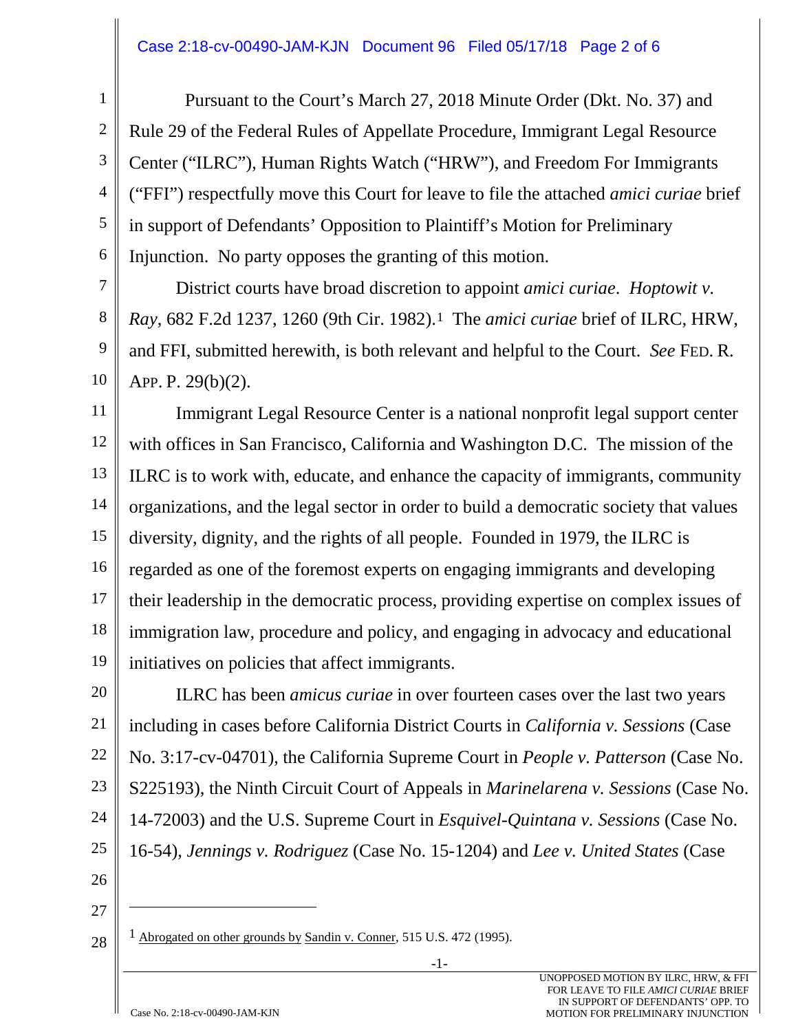Pursuant to the Court's March 27, 2018 Minute Order (Dkt. No. 37) and Rule 29 of the Federal Rules of Appellate Procedure, Immigrant Legal Resource Center ("ILRC"), Human Rights Watch ("HRW"), and Freedom For Immigrants ("FFI") respectfully move this Court for leave to file the attached *amici curiae* brief in support of Defendants' Opposition to Plaintiff's Motion for Preliminary Injunction. No party opposes the granting of this motion.

District courts have broad discretion to appoint *amici curiae*. *Hoptowit v. Ray*, 682 F.2d 1237, 1260 (9th Cir. 1982).[1] The *amici curiae* brief of ILRC, HRW, and FFI, submitted herewith, is both relevant and helpful to the Court. *See* FED. R. APP. P. 29(b)(2).

Immigrant Legal Resource Center is a national nonprofit legal support center with offices in San Francisco, California and Washington D.C. The mission of the ILRC is to work with, educate, and enhance the capacity of immigrants, community organizations, and the legal sector in order to build a democratic society that values diversity, dignity, and the rights of all people. Founded in 1979, the ILRC is regarded as one of the foremost experts on engaging immigrants and developing their leadership in the democratic process, providing expertise on complex issues of immigration law, procedure and policy, and engaging in advocacy and educational initiatives on policies that affect immigrants.

ILRC has been *amicus curiae* in over fourteen cases over the last two years including in cases before California District Courts in *California v. Sessions* (Case No. 3:17-cv-04701), the California Supreme Court in *People v. Patterson* (Case No. S225193), the Ninth Circuit Court of Appeals in *Marinelarena v. Sessions* (Case No. 14-72003) and the U.S. Supreme Court in *Esquivel-Quintana v. Sessions* (Case No. 16-54), *Jennings v. Rodriguez* (Case No. 15-1204) and *Lee v. United States* (Case

[1] Abrogated on other grounds by Sandin v. Conner, 515 U.S. 472 (1995).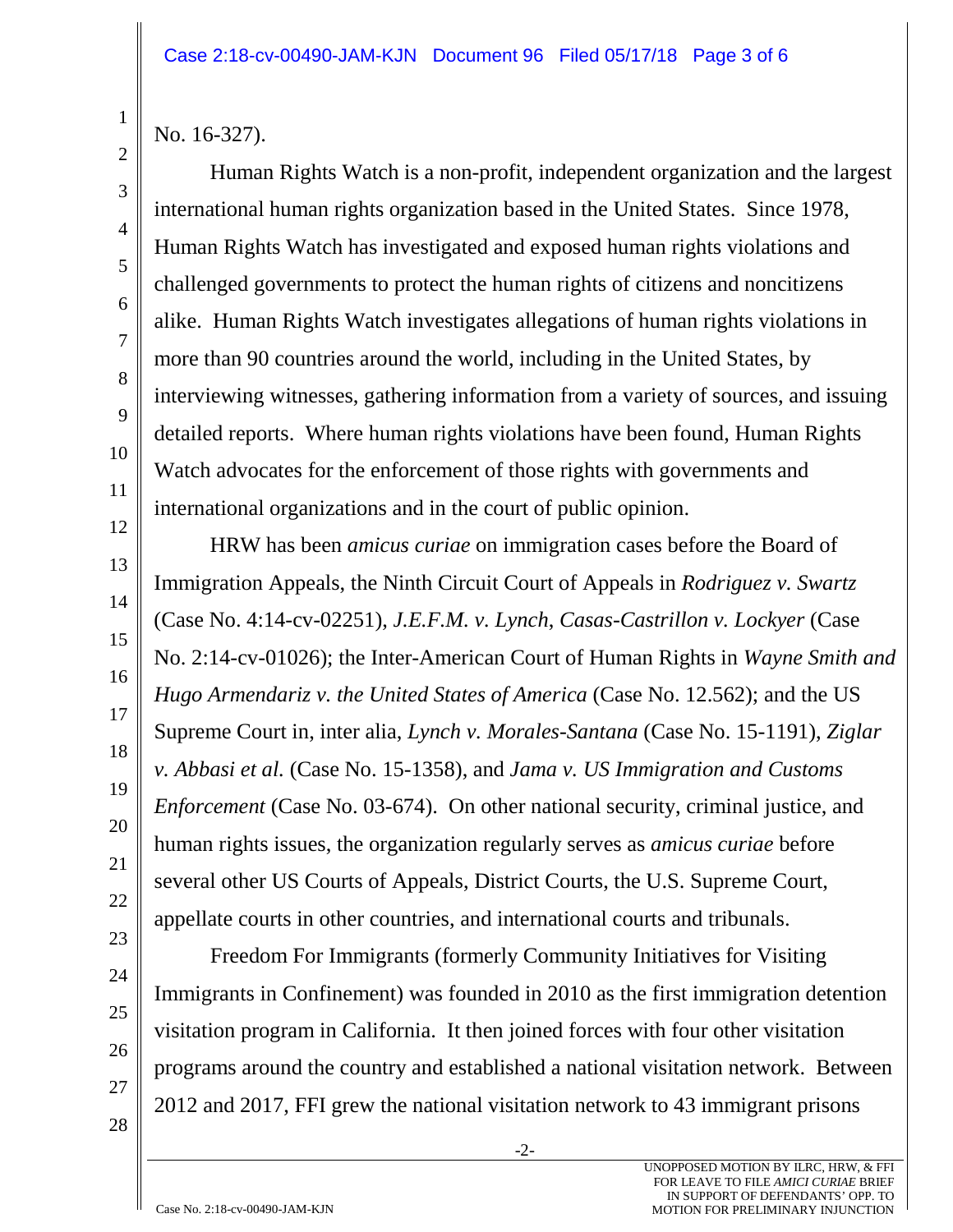No. 16-327).

Human Rights Watch is a non-profit, independent organization and the largest international human rights organization based in the United States. Since 1978, Human Rights Watch has investigated and exposed human rights violations and challenged governments to protect the human rights of citizens and noncitizens alike. Human Rights Watch investigates allegations of human rights violations in more than 90 countries around the world, including in the United States, by interviewing witnesses, gathering information from a variety of sources, and issuing detailed reports. Where human rights violations have been found, Human Rights Watch advocates for the enforcement of those rights with governments and international organizations and in the court of public opinion.

HRW has been *amicus curiae* on immigration cases before the Board of Immigration Appeals, the Ninth Circuit Court of Appeals in *Rodriguez v. Swartz* (Case No. 4:14-cv-02251), *J.E.F.M. v. Lynch*, *Casas-Castrillon v. Lockyer* (Case No. 2:14-cv-01026); the Inter-American Court of Human Rights in *Wayne Smith and Hugo Armendariz v. the United States of America* (Case No. 12.562); and the US Supreme Court in, inter alia, *Lynch v. Morales-Santana* (Case No. 15-1191), *Ziglar v. Abbasi et al.* (Case No. 15-1358), and *Jama v. US Immigration and Customs Enforcement* (Case No. 03-674). On other national security, criminal justice, and human rights issues, the organization regularly serves as *amicus curiae* before several other US Courts of Appeals, District Courts, the U.S. Supreme Court, appellate courts in other countries, and international courts and tribunals.

Freedom For Immigrants (formerly Community Initiatives for Visiting Immigrants in Confinement) was founded in 2010 as the first immigration detention visitation program in California. It then joined forces with four other visitation programs around the country and established a national visitation network. Between 2012 and 2017, FFI grew the national visitation network to 43 immigrant prisons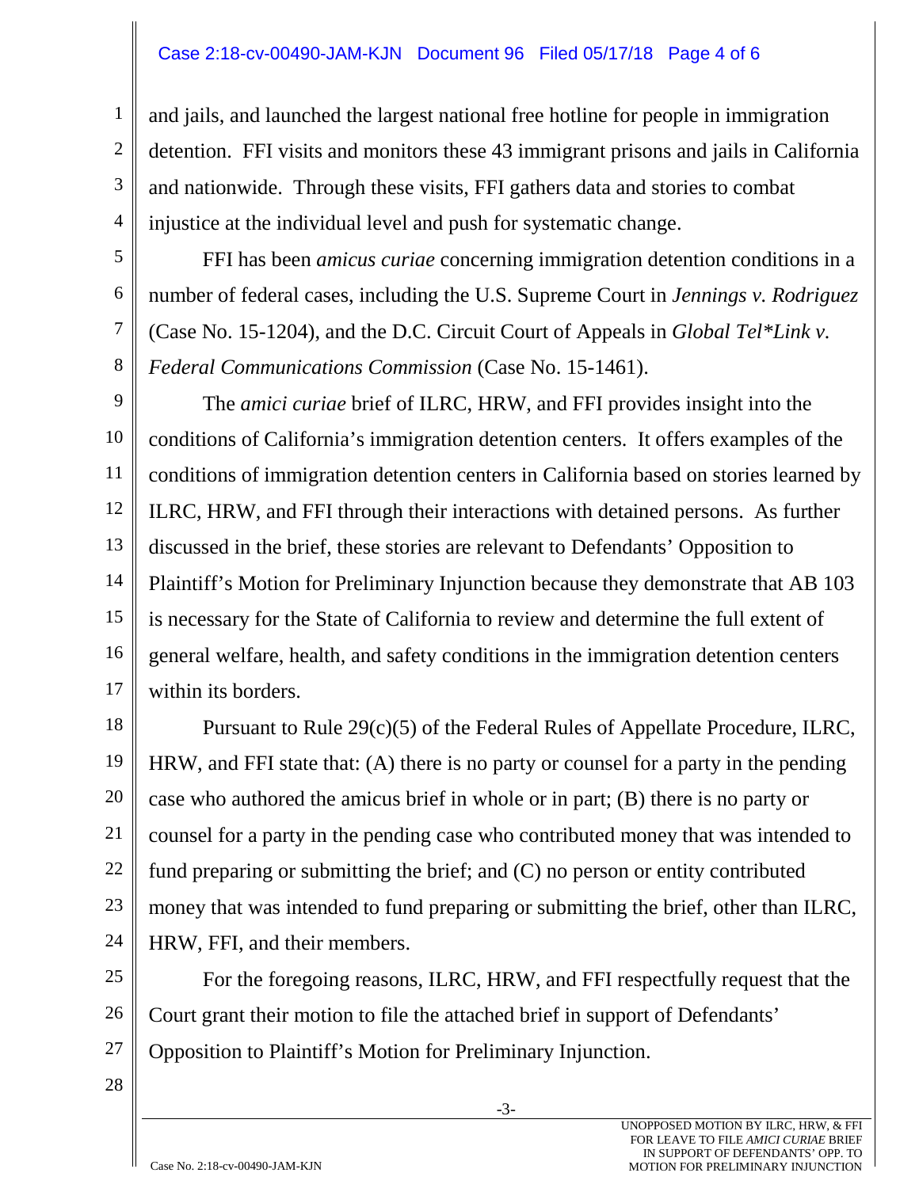and jails, and launched the largest national free hotline for people in immigration detention. FFI visits and monitors these 43 immigrant prisons and jails in California and nationwide. Through these visits, FFI gathers data and stories to combat injustice at the individual level and push for systematic change.

FFI has been *amicus curiae* concerning immigration detention conditions in a number of federal cases, including the U.S. Supreme Court in *Jennings v. Rodriguez* (Case No. 15-1204), and the D.C. Circuit Court of Appeals in *Global Tel*Link v. Federal Communications Commission* (Case No. 15-1461).

The *amici curiae* brief of ILRC, HRW, and FFI provides insight into the conditions of California's immigration detention centers. It offers examples of the conditions of immigration detention centers in California based on stories learned by ILRC, HRW, and FFI through their interactions with detained persons. As further discussed in the brief, these stories are relevant to Defendants' Opposition to Plaintiff's Motion for Preliminary Injunction because they demonstrate that AB 103 is necessary for the State of California to review and determine the full extent of general welfare, health, and safety conditions in the immigration detention centers within its borders.

Pursuant to Rule 29(c)(5) of the Federal Rules of Appellate Procedure, ILRC, HRW, and FFI state that: (A) there is no party or counsel for a party in the pending case who authored the amicus brief in whole or in part; (B) there is no party or counsel for a party in the pending case who contributed money that was intended to fund preparing or submitting the brief; and (C) no person or entity contributed money that was intended to fund preparing or submitting the brief, other than ILRC, HRW, FFI, and their members.

For the foregoing reasons, ILRC, HRW, and FFI respectfully request that the Court grant their motion to file the attached brief in support of Defendants' Opposition to Plaintiff's Motion for Preliminary Injunction.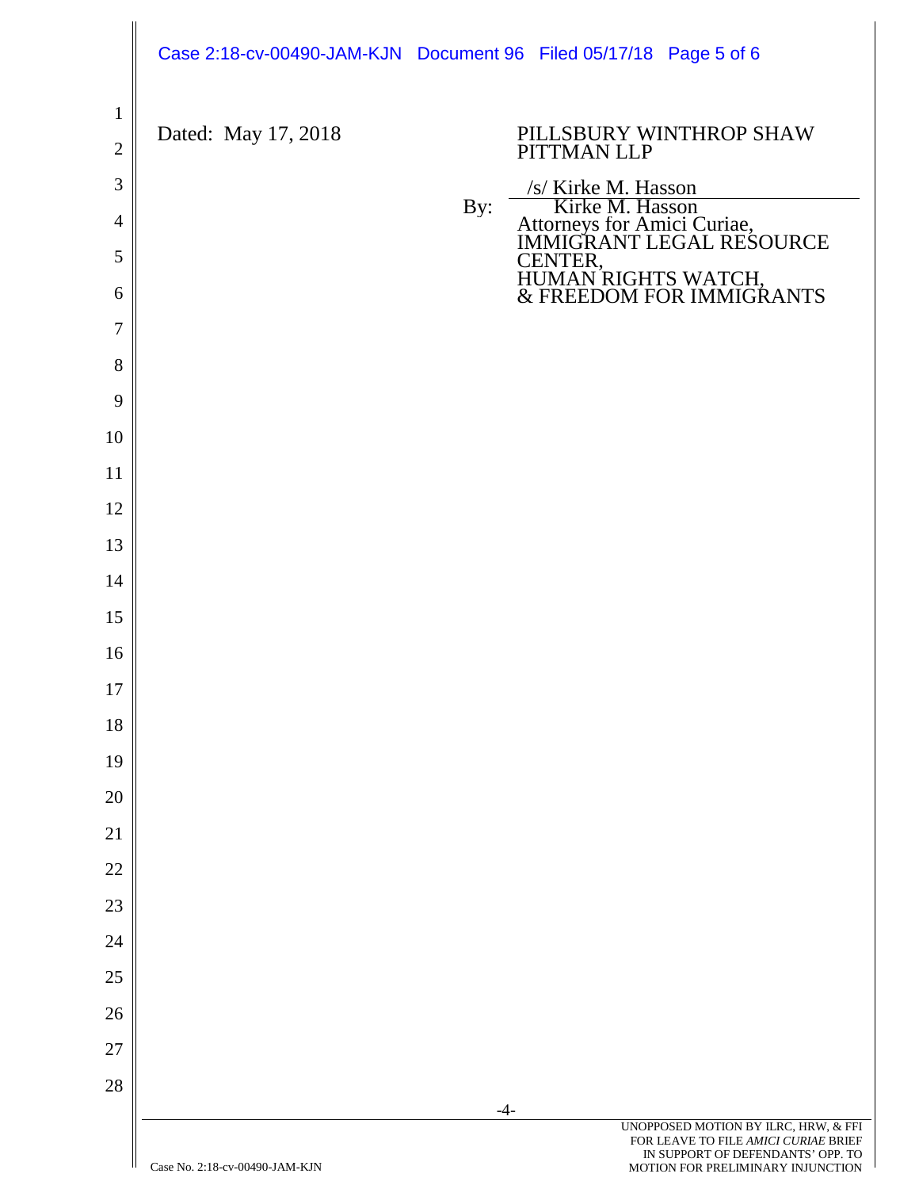Dated: May 17, 2018

PILLSBURY WINTHROP SHAW PITTMAN LLP

By: /s/ Kirke M. Hasson
Kirke M. Hasson
Attorneys for Amici Curiae,
IMMIGRANT LEGAL RESOURCE CENTER,
HUMAN RIGHTS WATCH,
& FREEDOM FOR IMMIGRANTS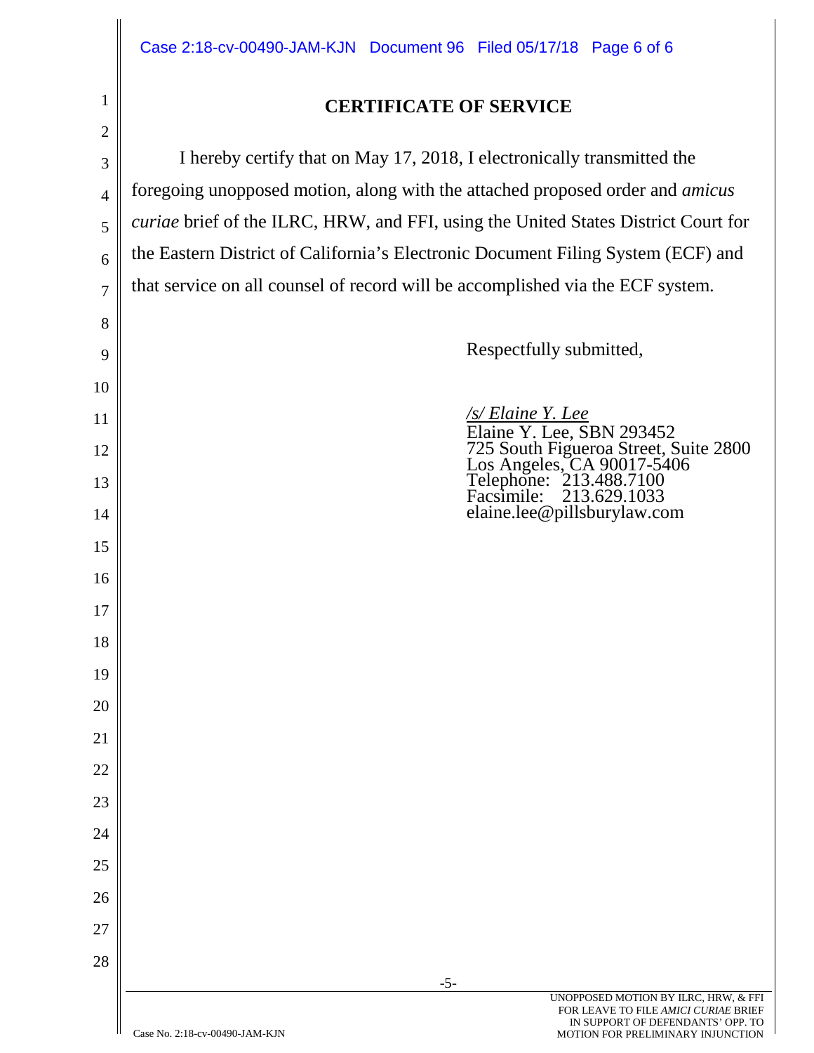## CERTIFICATE OF SERVICE

I hereby certify that on May 17, 2018, I electronically transmitted the foregoing unopposed motion, along with the attached proposed order and *amicus curiae* brief of the ILRC, HRW, and FFI, using the United States District Court for the Eastern District of California's Electronic Document Filing System (ECF) and that service on all counsel of record will be accomplished via the ECF system.

Respectfully submitted,

*/s/ Elaine Y. Lee*
Elaine Y. Lee, SBN 293452
725 South Figueroa Street, Suite 2800
Los Angeles, CA 90017-5406
Telephone: 213.488.7100
Facsimile: 213.629.1033
elaine.lee@pillsburylaw.com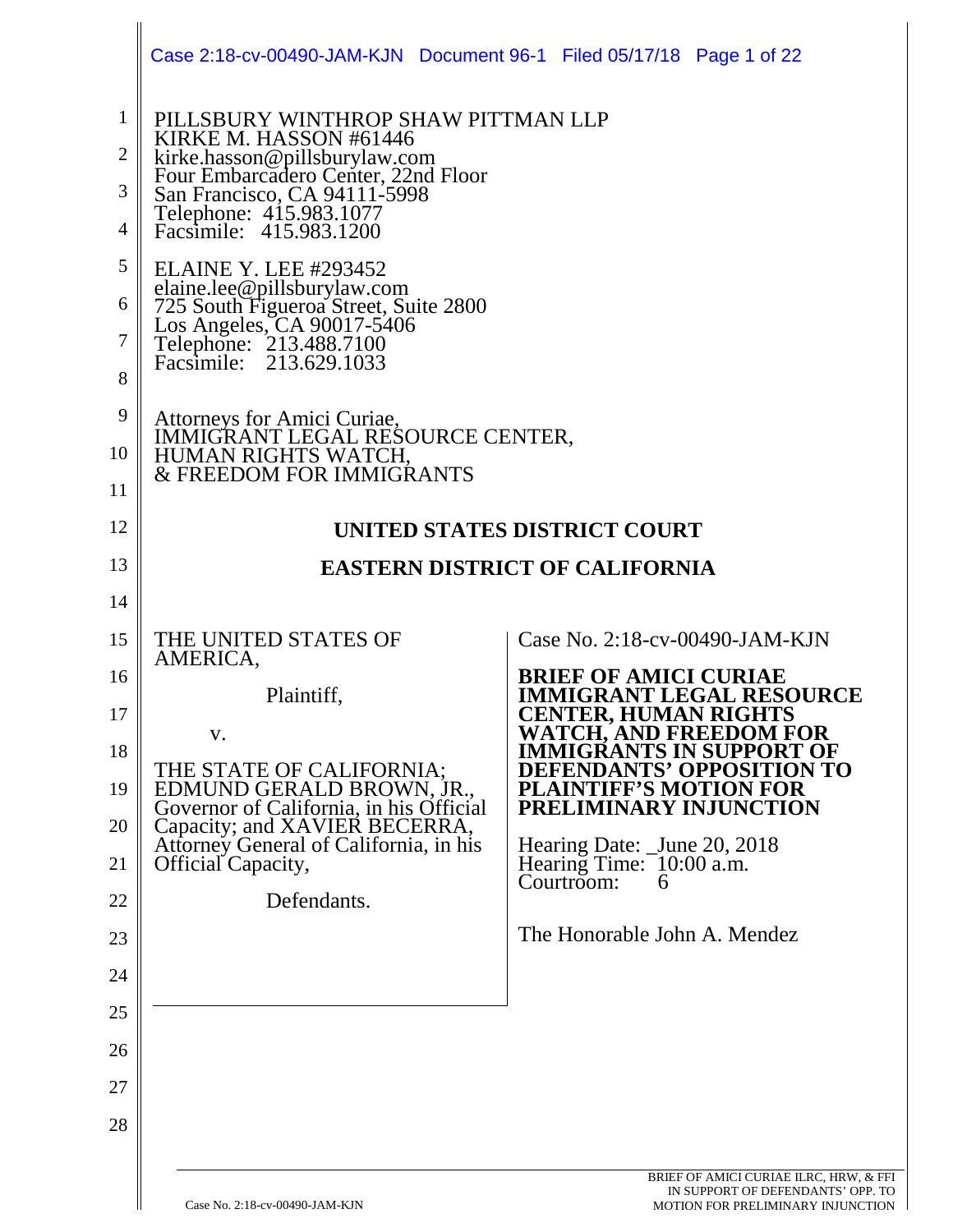PILLSBURY WINTHROP SHAW PITTMAN LLP
KIRKE M. HASSON #61446
kirke.hasson@pillsburylaw.com
Four Embarcadero Center, 22nd Floor
San Francisco, CA 94111-5998
Telephone: 415.983.1077
Facsimile: 415.983.1200

ELAINE Y. LEE #293452
elaine.lee@pillsburylaw.com
725 South Figueroa Street, Suite 2800
Los Angeles, CA 90017-5406
Telephone: 213.488.7100
Facsimile: 213.629.1033

Attorneys for Amici Curiae,
IMMIGRANT LEGAL RESOURCE CENTER,
HUMAN RIGHTS WATCH,
& FREEDOM FOR IMMIGRANTS

**UNITED STATES DISTRICT COURT**

**EASTERN DISTRICT OF CALIFORNIA**

THE UNITED STATES OF AMERICA,

Plaintiff,

v.

THE STATE OF CALIFORNIA; EDMUND GERALD BROWN, JR., Governor of California, in his Official Capacity; and XAVIER BECERRA, Attorney General of California, in his Official Capacity,

Defendants.

Case No. 2:18-cv-00490-JAM-KJN

**BRIEF OF AMICI CURIAE IMMIGRANT LEGAL RESOURCE CENTER, HUMAN RIGHTS WATCH, AND FREEDOM FOR IMMIGRANTS IN SUPPORT OF DEFENDANTS' OPPOSITION TO PLAINTIFF'S MOTION FOR PRELIMINARY INJUNCTION**

Hearing Date: _June 20, 2018
Hearing Time: 10:00 a.m.
Courtroom: 6

The Honorable John A. Mendez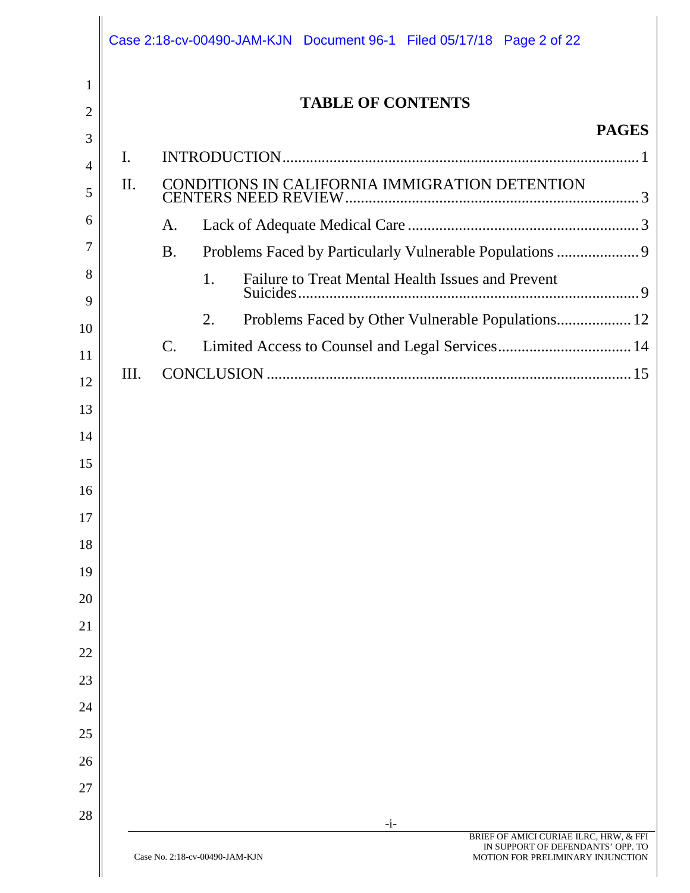# TABLE OF CONTENTS

| | | PAGES |
|---|---|---|
| I. | INTRODUCTION | 1 |
| II. | CONDITIONS IN CALIFORNIA IMMIGRATION DETENTION CENTERS NEED REVIEW | 3 |
| | A. Lack of Adequate Medical Care | 3 |
| | B. Problems Faced by Particularly Vulnerable Populations | 9 |
| | 1. Failure to Treat Mental Health Issues and Prevent Suicides | 9 |
| | 2. Problems Faced by Other Vulnerable Populations | 12 |
| | C. Limited Access to Counsel and Legal Services | 14 |
| III. | CONCLUSION | 15 |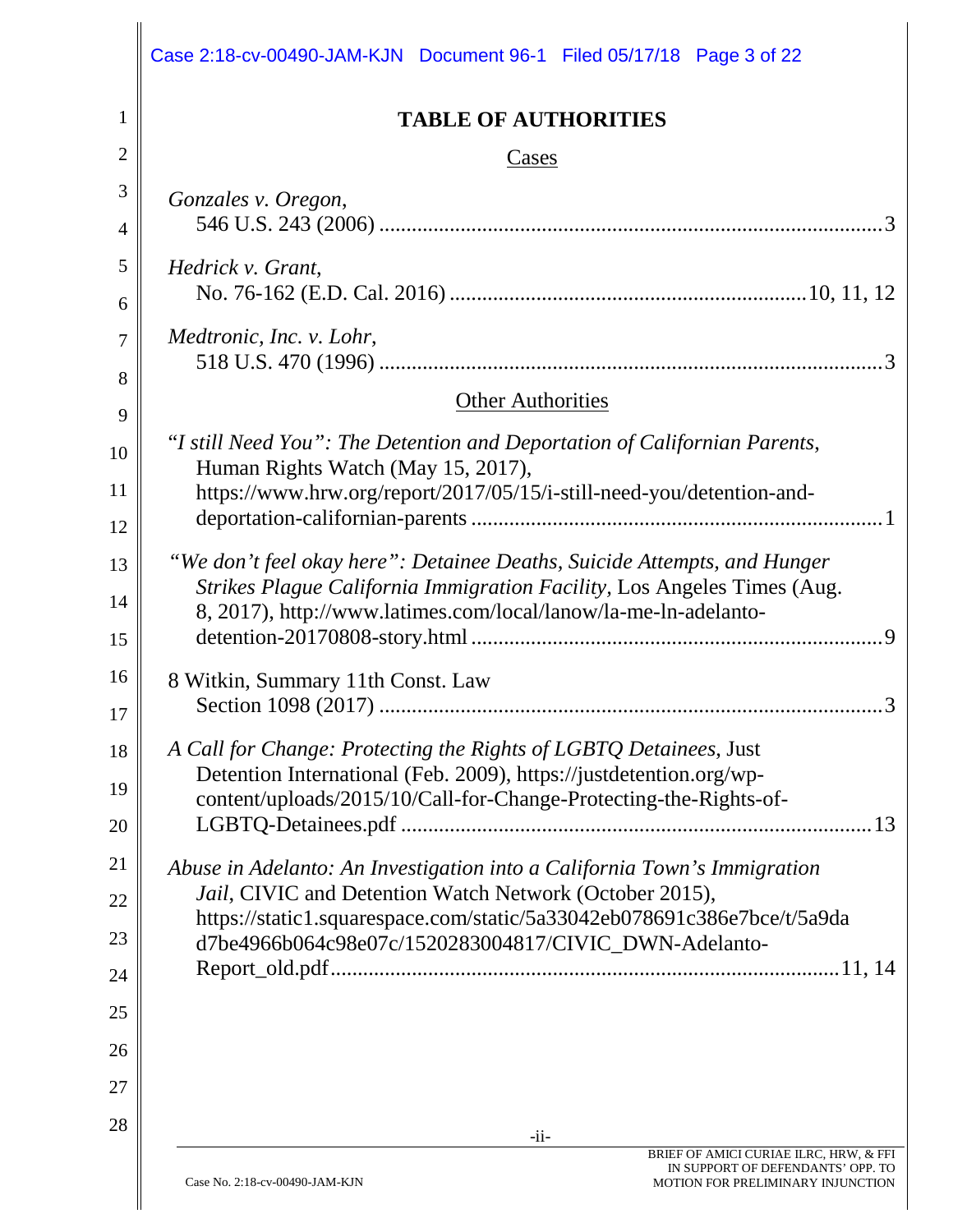# TABLE OF AUTHORITIES

## Cases

*Gonzales v. Oregon*,
546 U.S. 243 (2006) ....................................................................................3

*Hedrick v. Grant*,
No. 76-162 (E.D. Cal. 2016) ....................................................................10, 11, 12

*Medtronic, Inc. v. Lohr*,
518 U.S. 470 (1996) ....................................................................................3

## Other Authorities

"*I still Need You": The Detention and Deportation of Californian Parents*, Human Rights Watch (May 15, 2017), https://www.hrw.org/report/2017/05/15/i-still-need-you/detention-and-deportation-californian-parents ....................................................................1

*"We don't feel okay here": Detainee Deaths, Suicide Attempts, and Hunger Strikes Plague California Immigration Facility*, Los Angeles Times (Aug. 8, 2017), http://www.latimes.com/local/lanow/la-me-ln-adelanto-detention-20170808-story.html ....................................................................9

8 Witkin, Summary 11th Const. Law
Section 1098 (2017) ....................................................................................3

*A Call for Change: Protecting the Rights of LGBTQ Detainees*, Just Detention International (Feb. 2009), https://justdetention.org/wp-content/uploads/2015/10/Call-for-Change-Protecting-the-Rights-of-LGBTQ-Detainees.pdf ....................................................................13

*Abuse in Adelanto: An Investigation into a California Town's Immigration Jail*, CIVIC and Detention Watch Network (October 2015), https://static1.squarespace.com/static/5a33042eb078691c386e7bce/t/5a9dad7be4966b064c98e07c/1520283004817/CIVIC_DWN-Adelanto-Report_old.pdf....................................................................11, 14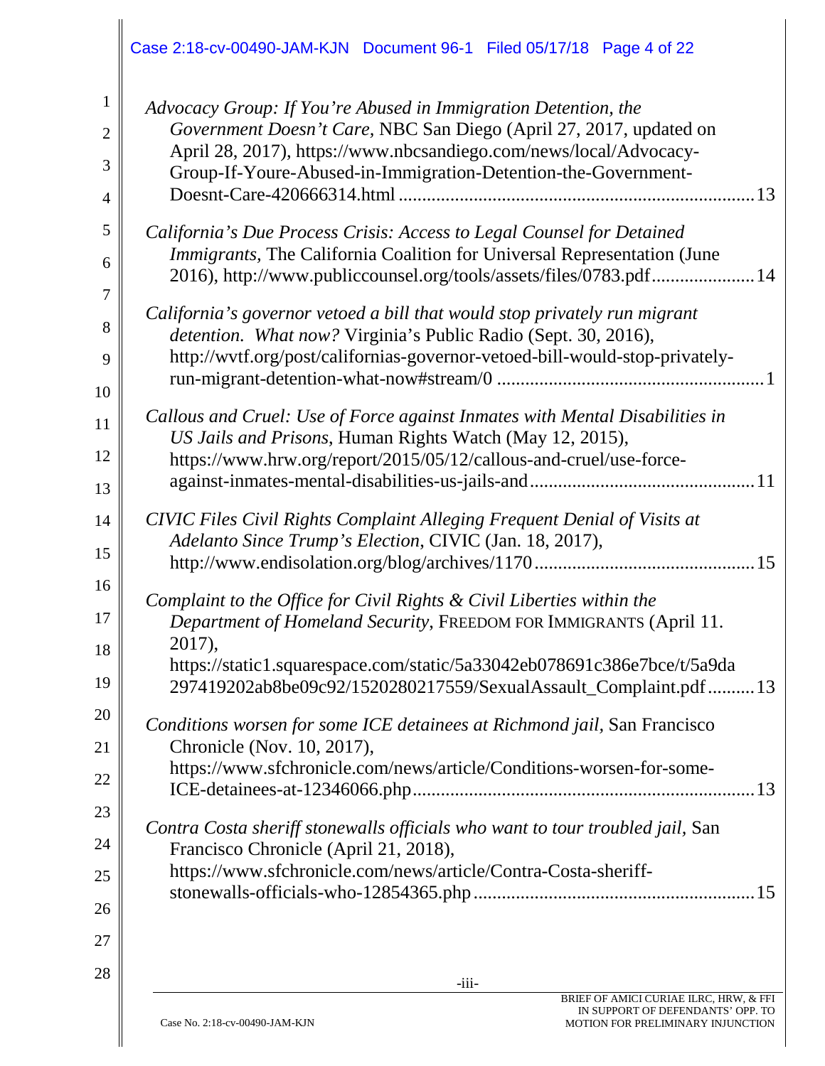*Advocacy Group: If You're Abused in Immigration Detention, the Government Doesn't Care*, NBC San Diego (April 27, 2017, updated on April 28, 2017), https://www.nbcsandiego.com/news/local/Advocacy-Group-If-Youre-Abused-in-Immigration-Detention-the-Government-Doesnt-Care-420666314.html .......................................................................... 13

*California's Due Process Crisis: Access to Legal Counsel for Detained Immigrants*, The California Coalition for Universal Representation (June 2016), http://www.publiccounsel.org/tools/assets/files/0783.pdf ...................... 14

*California's governor vetoed a bill that would stop privately run migrant detention. What now?* Virginia's Public Radio (Sept. 30, 2016), http://wvtf.org/post/californias-governor-vetoed-bill-would-stop-privately-run-migrant-detention-what-now#stream/0 ........................................................ 1

*Callous and Cruel: Use of Force against Inmates with Mental Disabilities in US Jails and Prisons*, Human Rights Watch (May 12, 2015), https://www.hrw.org/report/2015/05/12/callous-and-cruel/use-force-against-inmates-mental-disabilities-us-jails-and............................................... 11

*CIVIC Files Civil Rights Complaint Alleging Frequent Denial of Visits at Adelanto Since Trump's Election*, CIVIC (Jan. 18, 2017), http://www.endisolation.org/blog/archives/1170.............................................. 15

*Complaint to the Office for Civil Rights & Civil Liberties within the Department of Homeland Security*, FREEDOM FOR IMMIGRANTS (April 11. 2017), https://static1.squarespace.com/static/5a33042eb078691c386e7bce/t/5a9da297419202ab8be09c92/1520280217559/SexualAssault_Complaint.pdf .......... 13

*Conditions worsen for some ICE detainees at Richmond jail*, San Francisco Chronicle (Nov. 10, 2017), https://www.sfchronicle.com/news/article/Conditions-worsen-for-some-ICE-detainees-at-12346066.php........................................................................ 13

*Contra Costa sheriff stonewalls officials who want to tour troubled jail*, San Francisco Chronicle (April 21, 2018), https://www.sfchronicle.com/news/article/Contra-Costa-sheriff-stonewalls-officials-who-12854365.php............................................................ 15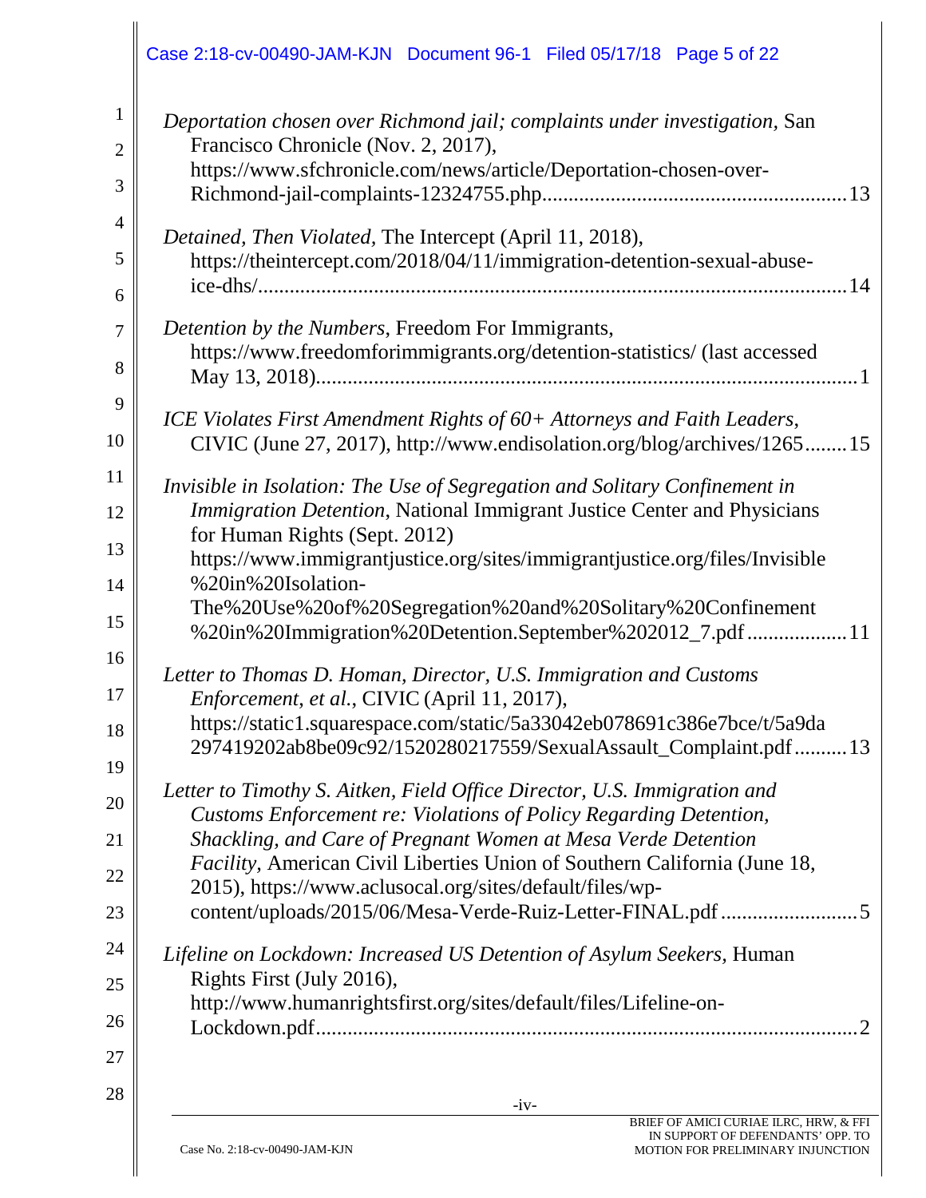*Deportation chosen over Richmond jail; complaints under investigation*, San Francisco Chronicle (Nov. 2, 2017), https://www.sfchronicle.com/news/article/Deportation-chosen-over-Richmond-jail-complaints-12324755.php........................................................13

*Detained, Then Violated*, The Intercept (April 11, 2018), https://theintercept.com/2018/04/11/immigration-detention-sexual-abuse-ice-dhs/...............................................................................................................14

*Detention by the Numbers*, Freedom For Immigrants, https://www.freedomforimmigrants.org/detention-statistics/ (last accessed May 13, 2018).......................................................................................................1

*ICE Violates First Amendment Rights of 60+ Attorneys and Faith Leaders*, CIVIC (June 27, 2017), http://www.endisolation.org/blog/archives/1265........15

*Invisible in Isolation: The Use of Segregation and Solitary Confinement in Immigration Detention*, National Immigrant Justice Center and Physicians for Human Rights (Sept. 2012) https://www.immigrantjustice.org/sites/immigrantjustice.org/files/Invisible%20in%20Isolation-The%20Use%20of%20Segregation%20and%20Solitary%20Confinement%20in%20Immigration%20Detention.September%202012_7.pdf...................11

*Letter to Thomas D. Homan, Director, U.S. Immigration and Customs Enforcement, et al.*, CIVIC (April 11, 2017), https://static1.squarespace.com/static/5a33042eb078691c386e7bce/t/5a9da297419202ab8be09c92/1520280217559/SexualAssault_Complaint.pdf..........13

*Letter to Timothy S. Aitken, Field Office Director, U.S. Immigration and Customs Enforcement re: Violations of Policy Regarding Detention, Shackling, and Care of Pregnant Women at Mesa Verde Detention Facility*, American Civil Liberties Union of Southern California (June 18, 2015), https://www.aclusocal.org/sites/default/files/wp-content/uploads/2015/06/Mesa-Verde-Ruiz-Letter-FINAL.pdf..........................5

*Lifeline on Lockdown: Increased US Detention of Asylum Seekers*, Human Rights First (July 2016), http://www.humanrightsfirst.org/sites/default/files/Lifeline-on-Lockdown.pdf.........................................................................................................2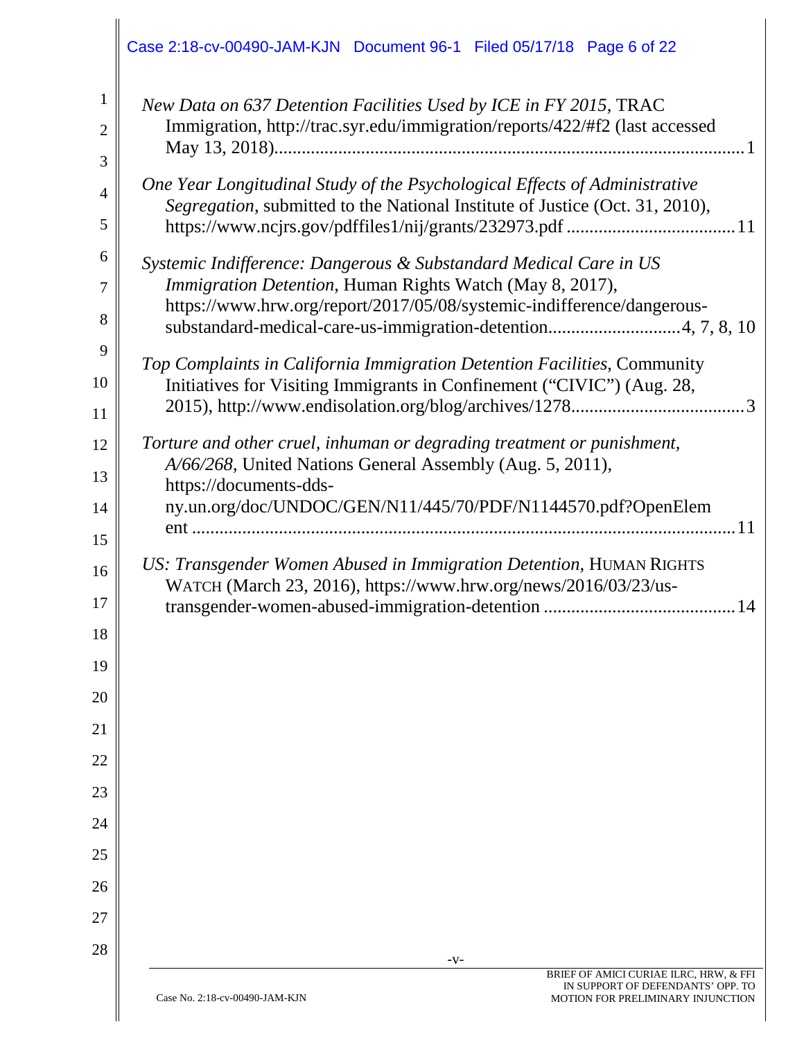*New Data on 637 Detention Facilities Used by ICE in FY 2015*, TRAC Immigration, http://trac.syr.edu/immigration/reports/422/#f2 (last accessed May 13, 2018)........................................................................................................1

*One Year Longitudinal Study of the Psychological Effects of Administrative Segregation*, submitted to the National Institute of Justice (Oct. 31, 2010), https://www.ncjrs.gov/pdffiles1/nij/grants/232973.pdf .....................................11

*Systemic Indifference: Dangerous & Substandard Medical Care in US Immigration Detention*, Human Rights Watch (May 8, 2017), https://www.hrw.org/report/2017/05/08/systemic-indifference/dangerous-substandard-medical-care-us-immigration-detention.............................4, 7, 8, 10

*Top Complaints in California Immigration Detention Facilities*, Community Initiatives for Visiting Immigrants in Confinement ("CIVIC") (Aug. 28, 2015), http://www.endisolation.org/blog/archives/1278......................................3

*Torture and other cruel, inhuman or degrading treatment or punishment, A/66/268*, United Nations General Assembly (Aug. 5, 2011), https://documents-dds-ny.un.org/doc/UNDOC/GEN/N11/445/70/PDF/N1144570.pdf?OpenElement .......................................................................................................................11

*US: Transgender Women Abused in Immigration Detention*, HUMAN RIGHTS WATCH (March 23, 2016), https://www.hrw.org/news/2016/03/23/us-transgender-women-abused-immigration-detention ..........................................14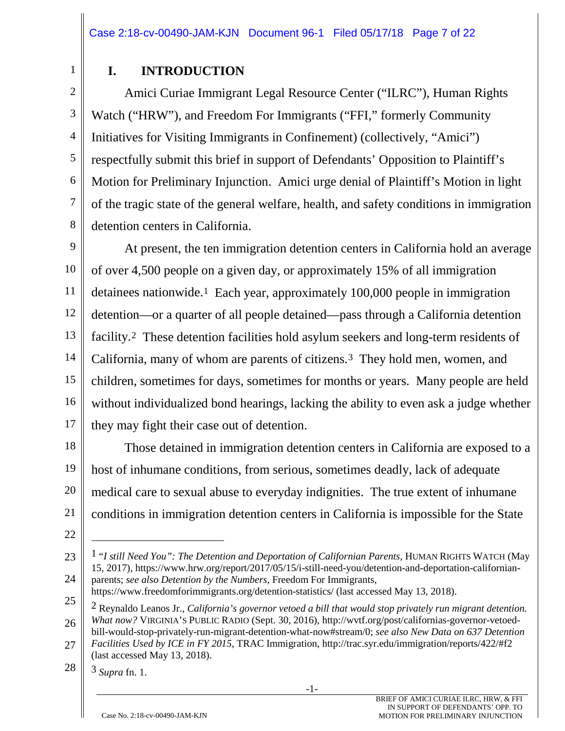## I. INTRODUCTION

Amici Curiae Immigrant Legal Resource Center ("ILRC"), Human Rights Watch ("HRW"), and Freedom For Immigrants ("FFI," formerly Community Initiatives for Visiting Immigrants in Confinement) (collectively, "Amici") respectfully submit this brief in support of Defendants' Opposition to Plaintiff's Motion for Preliminary Injunction. Amici urge denial of Plaintiff's Motion in light of the tragic state of the general welfare, health, and safety conditions in immigration detention centers in California.

At present, the ten immigration detention centers in California hold an average of over 4,500 people on a given day, or approximately 15% of all immigration detainees nationwide.[1] Each year, approximately 100,000 people in immigration detention—or a quarter of all people detained—pass through a California detention facility.[2] These detention facilities hold asylum seekers and long-term residents of California, many of whom are parents of citizens.[3] They hold men, women, and children, sometimes for days, sometimes for months or years. Many people are held without individualized bond hearings, lacking the ability to even ask a judge whether they may fight their case out of detention.

Those detained in immigration detention centers in California are exposed to a host of inhumane conditions, from serious, sometimes deadly, lack of adequate medical care to sexual abuse to everyday indignities. The true extent of inhumane conditions in immigration detention centers in California is impossible for the State

---

[1] *"I still Need You": The Detention and Deportation of Californian Parents*, HUMAN RIGHTS WATCH (May 15, 2017), https://www.hrw.org/report/2017/05/15/i-still-need-you/detention-and-deportation-californian-parents; *see also Detention by the Numbers*, Freedom For Immigrants, https://www.freedomforimmigrants.org/detention-statistics/ (last accessed May 13, 2018).

[2] Reynaldo Leanos Jr., *California's governor vetoed a bill that would stop privately run migrant detention. What now?* VIRGINIA'S PUBLIC RADIO (Sept. 30, 2016), http://wvtf.org/post/californias-governor-vetoed-bill-would-stop-privately-run-migrant-detention-what-now#stream/0; *see also New Data on 637 Detention Facilities Used by ICE in FY 2015*, TRAC Immigration, http://trac.syr.edu/immigration/reports/422/#f2 (last accessed May 13, 2018).

[3] *Supra* fn. 1.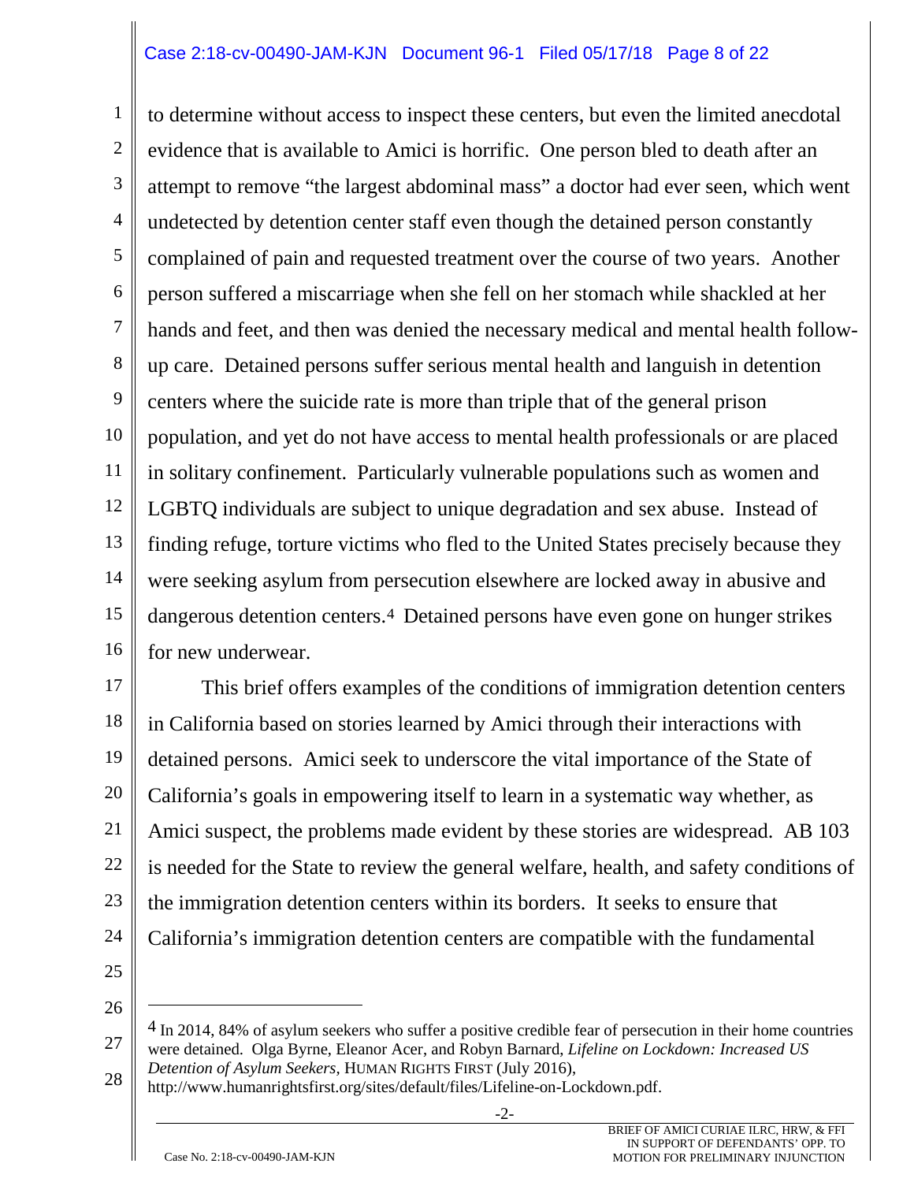to determine without access to inspect these centers, but even the limited anecdotal evidence that is available to Amici is horrific. One person bled to death after an attempt to remove "the largest abdominal mass" a doctor had ever seen, which went undetected by detention center staff even though the detained person constantly complained of pain and requested treatment over the course of two years. Another person suffered a miscarriage when she fell on her stomach while shackled at her hands and feet, and then was denied the necessary medical and mental health follow-up care. Detained persons suffer serious mental health and languish in detention centers where the suicide rate is more than triple that of the general prison population, and yet do not have access to mental health professionals or are placed in solitary confinement. Particularly vulnerable populations such as women and LGBTQ individuals are subject to unique degradation and sex abuse. Instead of finding refuge, torture victims who fled to the United States precisely because they were seeking asylum from persecution elsewhere are locked away in abusive and dangerous detention centers.[4] Detained persons have even gone on hunger strikes for new underwear.

This brief offers examples of the conditions of immigration detention centers in California based on stories learned by Amici through their interactions with detained persons. Amici seek to underscore the vital importance of the State of California's goals in empowering itself to learn in a systematic way whether, as Amici suspect, the problems made evident by these stories are widespread. AB 103 is needed for the State to review the general welfare, health, and safety conditions of the immigration detention centers within its borders. It seeks to ensure that California's immigration detention centers are compatible with the fundamental

---

[4] In 2014, 84% of asylum seekers who suffer a positive credible fear of persecution in their home countries were detained. Olga Byrne, Eleanor Acer, and Robyn Barnard, *Lifeline on Lockdown: Increased US Detention of Asylum Seekers*, HUMAN RIGHTS FIRST (July 2016), http://www.humanrightsfirst.org/sites/default/files/Lifeline-on-Lockdown.pdf.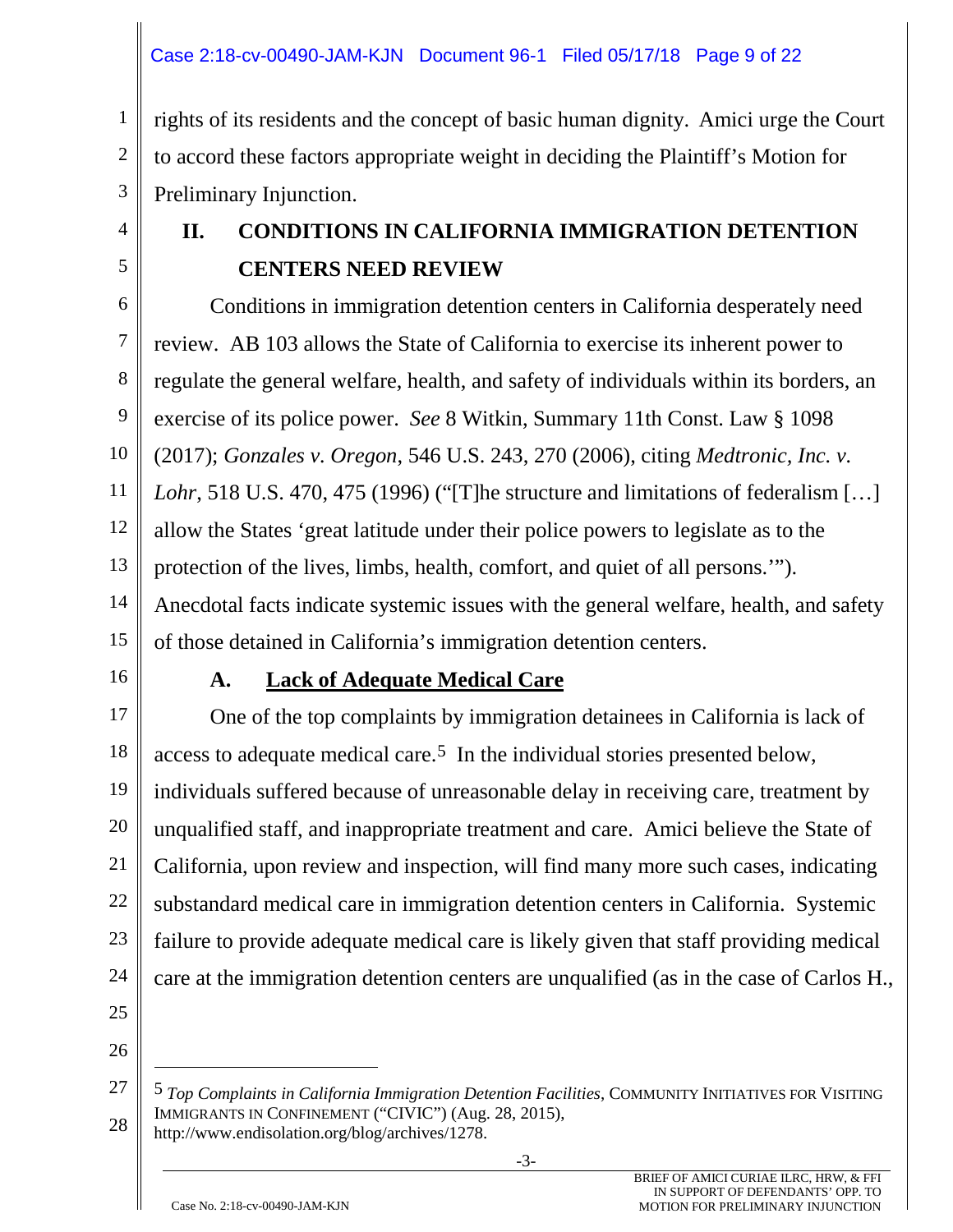rights of its residents and the concept of basic human dignity. Amici urge the Court to accord these factors appropriate weight in deciding the Plaintiff's Motion for Preliminary Injunction.

## II. CONDITIONS IN CALIFORNIA IMMIGRATION DETENTION CENTERS NEED REVIEW

Conditions in immigration detention centers in California desperately need review. AB 103 allows the State of California to exercise its inherent power to regulate the general welfare, health, and safety of individuals within its borders, an exercise of its police power. *See* 8 Witkin, Summary 11th Const. Law § 1098 (2017); *Gonzales v. Oregon*, 546 U.S. 243, 270 (2006), citing *Medtronic, Inc. v. Lohr*, 518 U.S. 470, 475 (1996) ("[T]he structure and limitations of federalism […] allow the States 'great latitude under their police powers to legislate as to the protection of the lives, limbs, health, comfort, and quiet of all persons.'"). Anecdotal facts indicate systemic issues with the general welfare, health, and safety of those detained in California's immigration detention centers.

### A. Lack of Adequate Medical Care

One of the top complaints by immigration detainees in California is lack of access to adequate medical care.[5] In the individual stories presented below, individuals suffered because of unreasonable delay in receiving care, treatment by unqualified staff, and inappropriate treatment and care. Amici believe the State of California, upon review and inspection, will find many more such cases, indicating substandard medical care in immigration detention centers in California. Systemic failure to provide adequate medical care is likely given that staff providing medical care at the immigration detention centers are unqualified (as in the case of Carlos H.,

---

[5] *Top Complaints in California Immigration Detention Facilities*, COMMUNITY INITIATIVES FOR VISITING IMMIGRANTS IN CONFINEMENT ("CIVIC") (Aug. 28, 2015), http://www.endisolation.org/blog/archives/1278.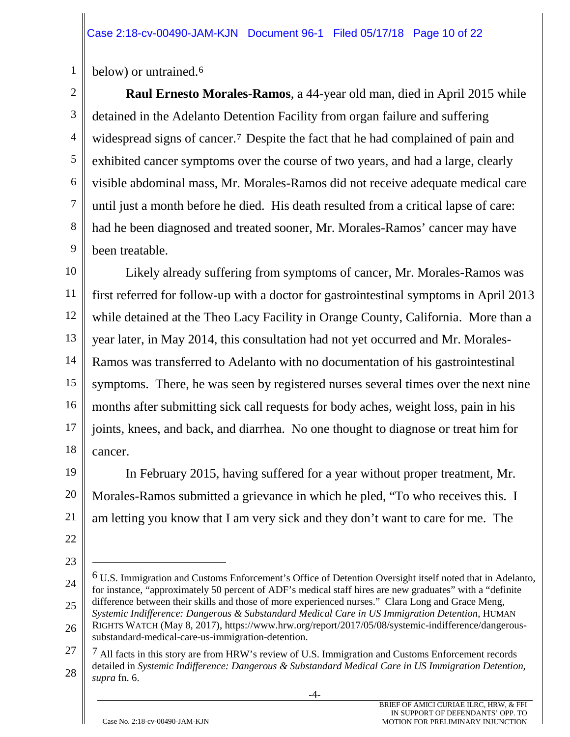below) or untrained.[6]

**Raul Ernesto Morales-Ramos**, a 44-year old man, died in April 2015 while detained in the Adelanto Detention Facility from organ failure and suffering widespread signs of cancer.[7] Despite the fact that he had complained of pain and exhibited cancer symptoms over the course of two years, and had a large, clearly visible abdominal mass, Mr. Morales-Ramos did not receive adequate medical care until just a month before he died. His death resulted from a critical lapse of care: had he been diagnosed and treated sooner, Mr. Morales-Ramos' cancer may have been treatable.

Likely already suffering from symptoms of cancer, Mr. Morales-Ramos was first referred for follow-up with a doctor for gastrointestinal symptoms in April 2013 while detained at the Theo Lacy Facility in Orange County, California. More than a year later, in May 2014, this consultation had not yet occurred and Mr. Morales-Ramos was transferred to Adelanto with no documentation of his gastrointestinal symptoms. There, he was seen by registered nurses several times over the next nine months after submitting sick call requests for body aches, weight loss, pain in his joints, knees, and back, and diarrhea. No one thought to diagnose or treat him for cancer.

In February 2015, having suffered for a year without proper treatment, Mr. Morales-Ramos submitted a grievance in which he pled, "To who receives this. I am letting you know that I am very sick and they don't want to care for me. The

---

[6] U.S. Immigration and Customs Enforcement's Office of Detention Oversight itself noted that in Adelanto, for instance, "approximately 50 percent of ADF's medical staff hires are new graduates" with a "definite difference between their skills and those of more experienced nurses." Clara Long and Grace Meng, *Systemic Indifference: Dangerous & Substandard Medical Care in US Immigration Detention*, HUMAN RIGHTS WATCH (May 8, 2017), https://www.hrw.org/report/2017/05/08/systemic-indifference/dangerous-substandard-medical-care-us-immigration-detention.

[7] All facts in this story are from HRW's review of U.S. Immigration and Customs Enforcement records detailed in *Systemic Indifference: Dangerous & Substandard Medical Care in US Immigration Detention, supra* fn. 6.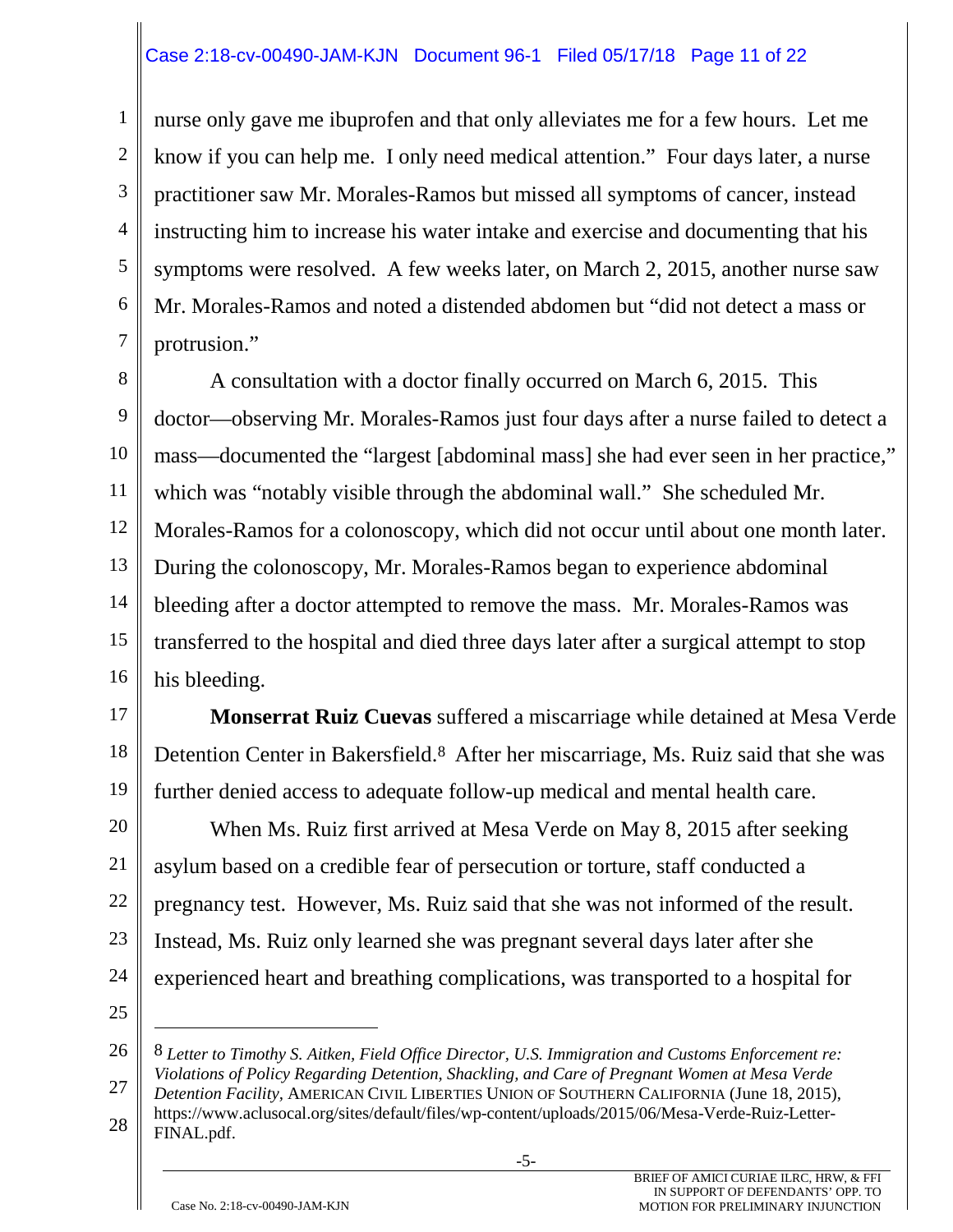nurse only gave me ibuprofen and that only alleviates me for a few hours. Let me know if you can help me. I only need medical attention." Four days later, a nurse practitioner saw Mr. Morales-Ramos but missed all symptoms of cancer, instead instructing him to increase his water intake and exercise and documenting that his symptoms were resolved. A few weeks later, on March 2, 2015, another nurse saw Mr. Morales-Ramos and noted a distended abdomen but "did not detect a mass or protrusion."

A consultation with a doctor finally occurred on March 6, 2015. This doctor—observing Mr. Morales-Ramos just four days after a nurse failed to detect a mass—documented the "largest [abdominal mass] she had ever seen in her practice," which was "notably visible through the abdominal wall." She scheduled Mr. Morales-Ramos for a colonoscopy, which did not occur until about one month later. During the colonoscopy, Mr. Morales-Ramos began to experience abdominal bleeding after a doctor attempted to remove the mass. Mr. Morales-Ramos was transferred to the hospital and died three days later after a surgical attempt to stop his bleeding.

**Monserrat Ruiz Cuevas** suffered a miscarriage while detained at Mesa Verde Detention Center in Bakersfield.[8] After her miscarriage, Ms. Ruiz said that she was further denied access to adequate follow-up medical and mental health care.

When Ms. Ruiz first arrived at Mesa Verde on May 8, 2015 after seeking asylum based on a credible fear of persecution or torture, staff conducted a pregnancy test. However, Ms. Ruiz said that she was not informed of the result. Instead, Ms. Ruiz only learned she was pregnant several days later after she experienced heart and breathing complications, was transported to a hospital for

---

[8] *Letter to Timothy S. Aitken, Field Office Director, U.S. Immigration and Customs Enforcement re: Violations of Policy Regarding Detention, Shackling, and Care of Pregnant Women at Mesa Verde Detention Facility*, AMERICAN CIVIL LIBERTIES UNION OF SOUTHERN CALIFORNIA (June 18, 2015), https://www.aclusocal.org/sites/default/files/wp-content/uploads/2015/06/Mesa-Verde-Ruiz-Letter-FINAL.pdf.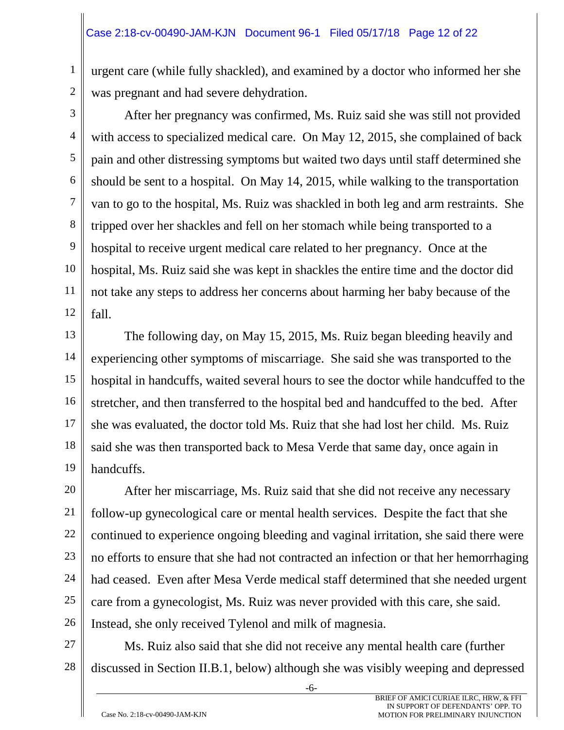urgent care (while fully shackled), and examined by a doctor who informed her she was pregnant and had severe dehydration.

After her pregnancy was confirmed, Ms. Ruiz said she was still not provided with access to specialized medical care. On May 12, 2015, she complained of back pain and other distressing symptoms but waited two days until staff determined she should be sent to a hospital. On May 14, 2015, while walking to the transportation van to go to the hospital, Ms. Ruiz was shackled in both leg and arm restraints. She tripped over her shackles and fell on her stomach while being transported to a hospital to receive urgent medical care related to her pregnancy. Once at the hospital, Ms. Ruiz said she was kept in shackles the entire time and the doctor did not take any steps to address her concerns about harming her baby because of the fall.

The following day, on May 15, 2015, Ms. Ruiz began bleeding heavily and experiencing other symptoms of miscarriage. She said she was transported to the hospital in handcuffs, waited several hours to see the doctor while handcuffed to the stretcher, and then transferred to the hospital bed and handcuffed to the bed. After she was evaluated, the doctor told Ms. Ruiz that she had lost her child. Ms. Ruiz said she was then transported back to Mesa Verde that same day, once again in handcuffs.

After her miscarriage, Ms. Ruiz said that she did not receive any necessary follow-up gynecological care or mental health services. Despite the fact that she continued to experience ongoing bleeding and vaginal irritation, she said there were no efforts to ensure that she had not contracted an infection or that her hemorrhaging had ceased. Even after Mesa Verde medical staff determined that she needed urgent care from a gynecologist, Ms. Ruiz was never provided with this care, she said. Instead, she only received Tylenol and milk of magnesia.

Ms. Ruiz also said that she did not receive any mental health care (further discussed in Section II.B.1, below) although she was visibly weeping and depressed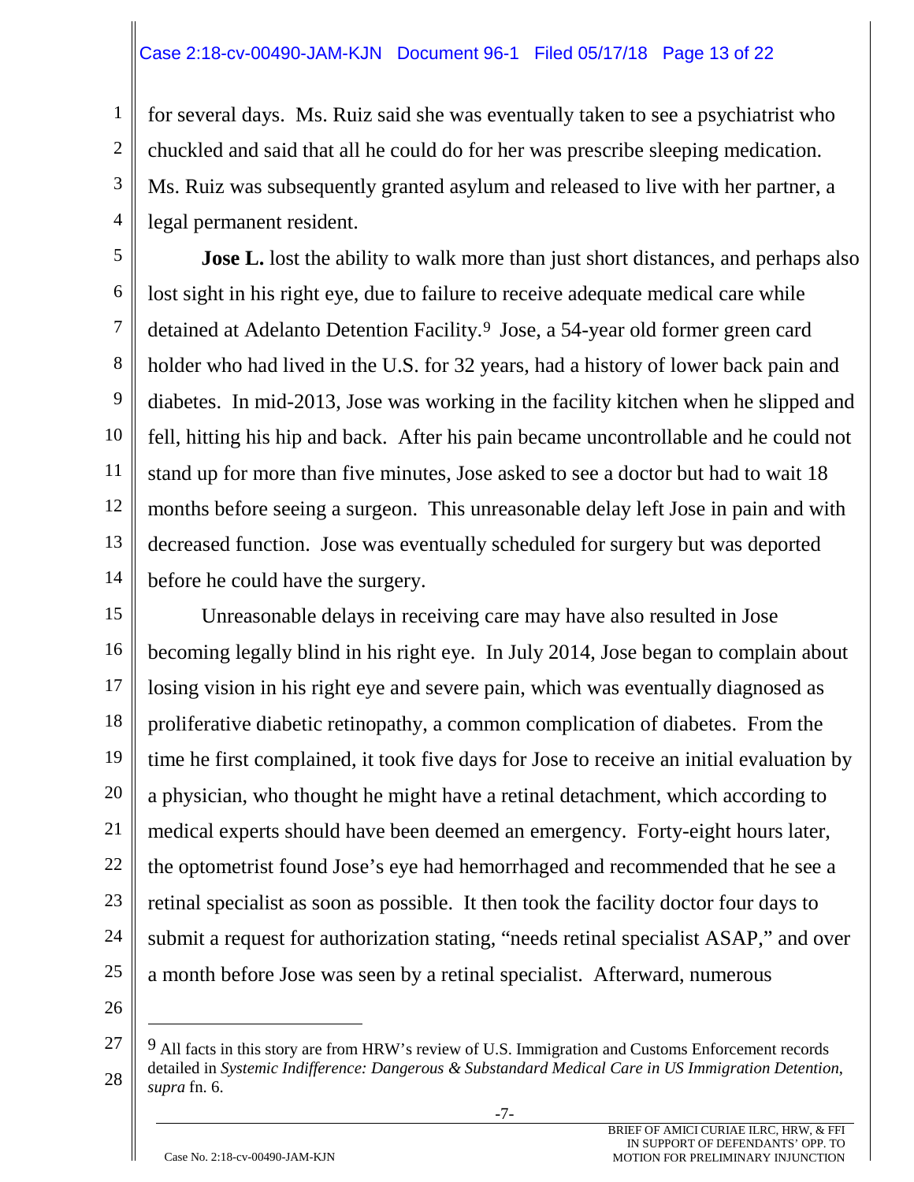for several days. Ms. Ruiz said she was eventually taken to see a psychiatrist who chuckled and said that all he could do for her was prescribe sleeping medication. Ms. Ruiz was subsequently granted asylum and released to live with her partner, a legal permanent resident.

**Jose L.** lost the ability to walk more than just short distances, and perhaps also lost sight in his right eye, due to failure to receive adequate medical care while detained at Adelanto Detention Facility.[9] Jose, a 54-year old former green card holder who had lived in the U.S. for 32 years, had a history of lower back pain and diabetes. In mid-2013, Jose was working in the facility kitchen when he slipped and fell, hitting his hip and back. After his pain became uncontrollable and he could not stand up for more than five minutes, Jose asked to see a doctor but had to wait 18 months before seeing a surgeon. This unreasonable delay left Jose in pain and with decreased function. Jose was eventually scheduled for surgery but was deported before he could have the surgery.

Unreasonable delays in receiving care may have also resulted in Jose becoming legally blind in his right eye. In July 2014, Jose began to complain about losing vision in his right eye and severe pain, which was eventually diagnosed as proliferative diabetic retinopathy, a common complication of diabetes. From the time he first complained, it took five days for Jose to receive an initial evaluation by a physician, who thought he might have a retinal detachment, which according to medical experts should have been deemed an emergency. Forty-eight hours later, the optometrist found Jose's eye had hemorrhaged and recommended that he see a retinal specialist as soon as possible. It then took the facility doctor four days to submit a request for authorization stating, "needs retinal specialist ASAP," and over a month before Jose was seen by a retinal specialist. Afterward, numerous

---

[9] All facts in this story are from HRW's review of U.S. Immigration and Customs Enforcement records detailed in *Systemic Indifference: Dangerous & Substandard Medical Care in US Immigration Detention*, *supra* fn. 6.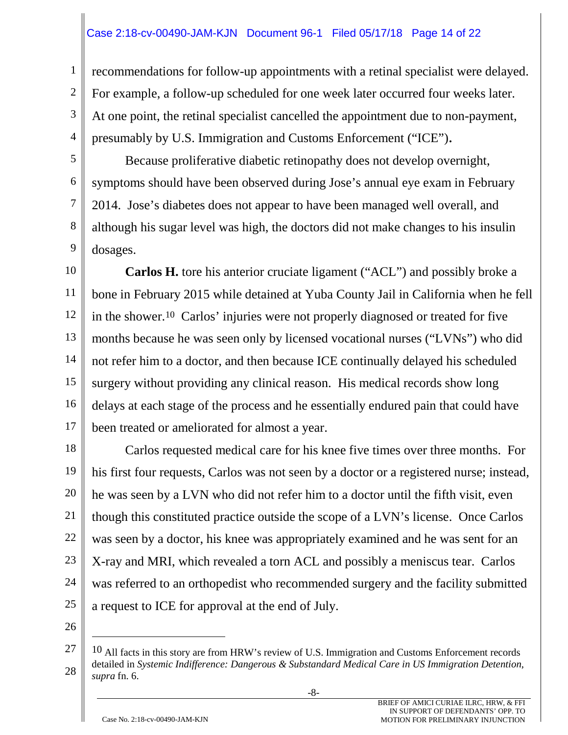recommendations for follow-up appointments with a retinal specialist were delayed. For example, a follow-up scheduled for one week later occurred four weeks later. At one point, the retinal specialist cancelled the appointment due to non-payment, presumably by U.S. Immigration and Customs Enforcement ("ICE").

Because proliferative diabetic retinopathy does not develop overnight, symptoms should have been observed during Jose's annual eye exam in February 2014. Jose's diabetes does not appear to have been managed well overall, and although his sugar level was high, the doctors did not make changes to his insulin dosages.

**Carlos H.** tore his anterior cruciate ligament ("ACL") and possibly broke a bone in February 2015 while detained at Yuba County Jail in California when he fell in the shower.[10] Carlos' injuries were not properly diagnosed or treated for five months because he was seen only by licensed vocational nurses ("LVNs") who did not refer him to a doctor, and then because ICE continually delayed his scheduled surgery without providing any clinical reason. His medical records show long delays at each stage of the process and he essentially endured pain that could have been treated or ameliorated for almost a year.

Carlos requested medical care for his knee five times over three months. For his first four requests, Carlos was not seen by a doctor or a registered nurse; instead, he was seen by a LVN who did not refer him to a doctor until the fifth visit, even though this constituted practice outside the scope of a LVN's license. Once Carlos was seen by a doctor, his knee was appropriately examined and he was sent for an X-ray and MRI, which revealed a torn ACL and possibly a meniscus tear. Carlos was referred to an orthopedist who recommended surgery and the facility submitted a request to ICE for approval at the end of July.

---

[10] All facts in this story are from HRW's review of U.S. Immigration and Customs Enforcement records detailed in *Systemic Indifference: Dangerous & Substandard Medical Care in US Immigration Detention*, *supra* fn. 6.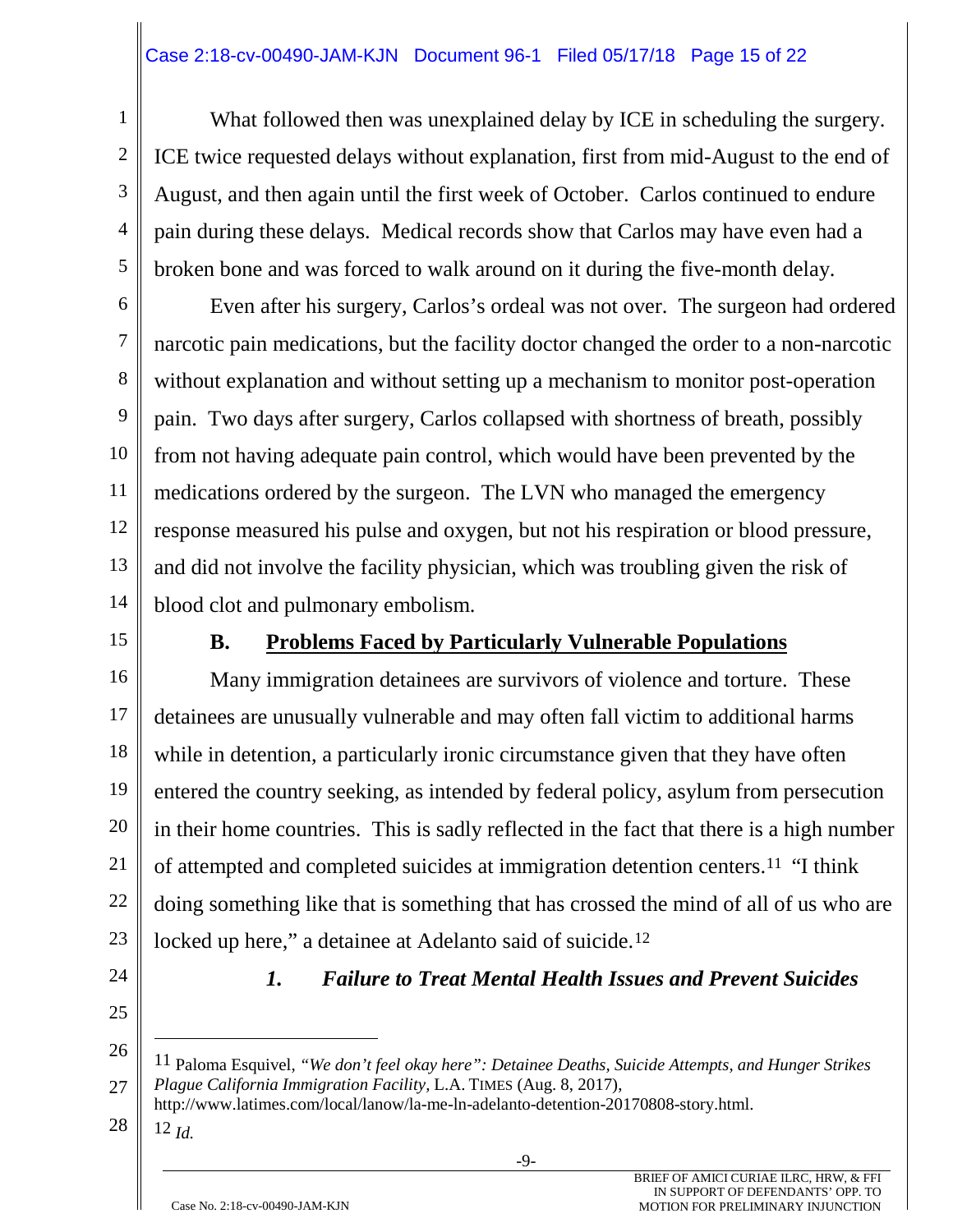What followed then was unexplained delay by ICE in scheduling the surgery. ICE twice requested delays without explanation, first from mid-August to the end of August, and then again until the first week of October. Carlos continued to endure pain during these delays. Medical records show that Carlos may have even had a broken bone and was forced to walk around on it during the five-month delay.

Even after his surgery, Carlos's ordeal was not over. The surgeon had ordered narcotic pain medications, but the facility doctor changed the order to a non-narcotic without explanation and without setting up a mechanism to monitor post-operation pain. Two days after surgery, Carlos collapsed with shortness of breath, possibly from not having adequate pain control, which would have been prevented by the medications ordered by the surgeon. The LVN who managed the emergency response measured his pulse and oxygen, but not his respiration or blood pressure, and did not involve the facility physician, which was troubling given the risk of blood clot and pulmonary embolism.

### B. Problems Faced by Particularly Vulnerable Populations

Many immigration detainees are survivors of violence and torture. These detainees are unusually vulnerable and may often fall victim to additional harms while in detention, a particularly ironic circumstance given that they have often entered the country seeking, as intended by federal policy, asylum from persecution in their home countries. This is sadly reflected in the fact that there is a high number of attempted and completed suicides at immigration detention centers.[11] "I think doing something like that is something that has crossed the mind of all of us who are locked up here," a detainee at Adelanto said of suicide.[12]

#### *1. Failure to Treat Mental Health Issues and Prevent Suicides*

---

[11] Paloma Esquivel, *"We don't feel okay here": Detainee Deaths, Suicide Attempts, and Hunger Strikes Plague California Immigration Facility*, L.A. TIMES (Aug. 8, 2017), http://www.latimes.com/local/lanow/la-me-ln-adelanto-detention-20170808-story.html.

[12] *Id.*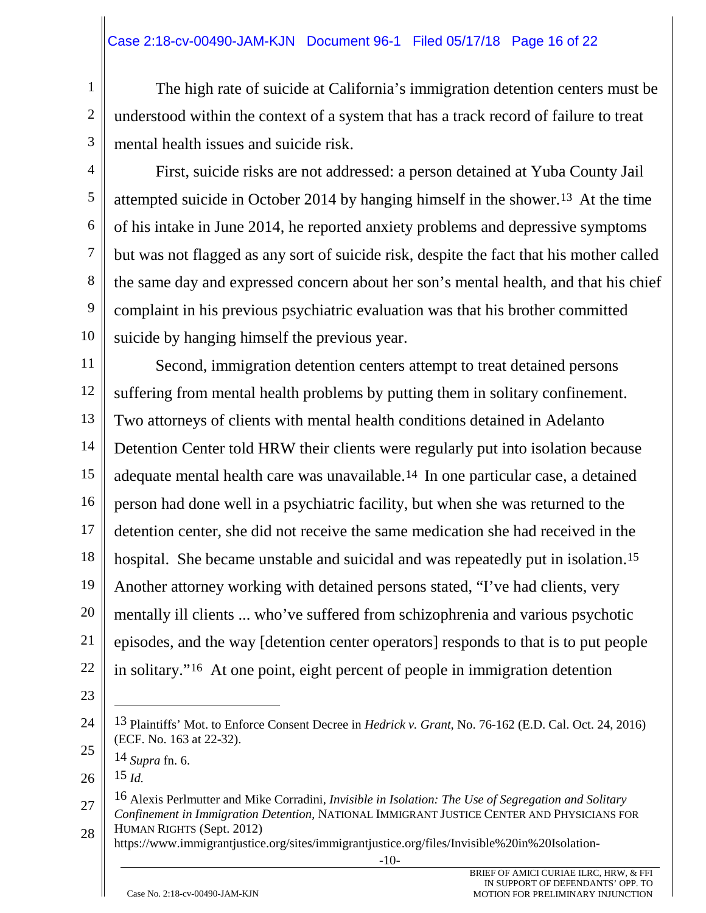The high rate of suicide at California's immigration detention centers must be understood within the context of a system that has a track record of failure to treat mental health issues and suicide risk.

First, suicide risks are not addressed: a person detained at Yuba County Jail attempted suicide in October 2014 by hanging himself in the shower.[13] At the time of his intake in June 2014, he reported anxiety problems and depressive symptoms but was not flagged as any sort of suicide risk, despite the fact that his mother called the same day and expressed concern about her son's mental health, and that his chief complaint in his previous psychiatric evaluation was that his brother committed suicide by hanging himself the previous year.

Second, immigration detention centers attempt to treat detained persons suffering from mental health problems by putting them in solitary confinement. Two attorneys of clients with mental health conditions detained in Adelanto Detention Center told HRW their clients were regularly put into isolation because adequate mental health care was unavailable.[14] In one particular case, a detained person had done well in a psychiatric facility, but when she was returned to the detention center, she did not receive the same medication she had received in the hospital. She became unstable and suicidal and was repeatedly put in isolation.[15] Another attorney working with detained persons stated, "I've had clients, very mentally ill clients ... who've suffered from schizophrenia and various psychotic episodes, and the way [detention center operators] responds to that is to put people in solitary."[16] At one point, eight percent of people in immigration detention

---

[13] Plaintiffs' Mot. to Enforce Consent Decree in *Hedrick v. Grant*, No. 76-162 (E.D. Cal. Oct. 24, 2016) (ECF. No. 163 at 22-32).

[14] *Supra* fn. 6.

[15] *Id.*

[16] Alexis Perlmutter and Mike Corradini, *Invisible in Isolation: The Use of Segregation and Solitary Confinement in Immigration Detention*, NATIONAL IMMIGRANT JUSTICE CENTER AND PHYSICIANS FOR HUMAN RIGHTS (Sept. 2012) https://www.immigrantjustice.org/sites/immigrantjustice.org/files/Invisible%20in%20Isolation-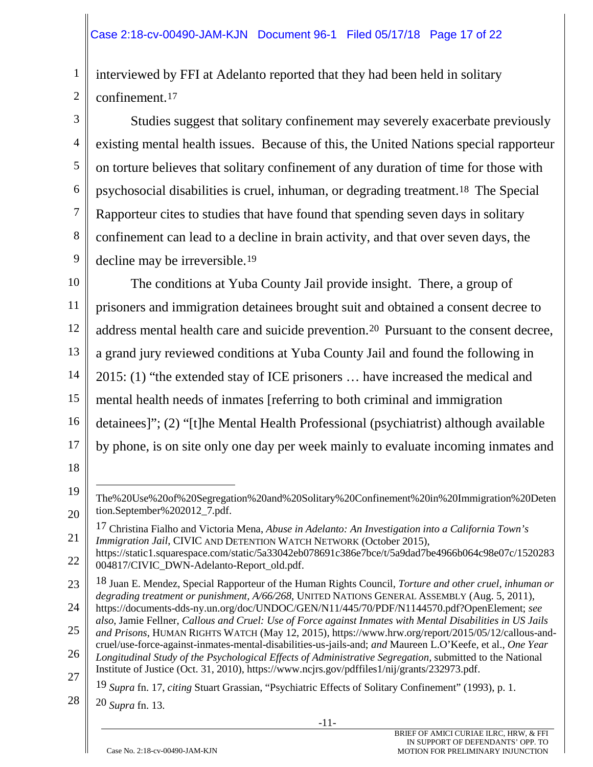interviewed by FFI at Adelanto reported that they had been held in solitary confinement.[17]

Studies suggest that solitary confinement may severely exacerbate previously existing mental health issues. Because of this, the United Nations special rapporteur on torture believes that solitary confinement of any duration of time for those with psychosocial disabilities is cruel, inhuman, or degrading treatment.[18] The Special Rapporteur cites to studies that have found that spending seven days in solitary confinement can lead to a decline in brain activity, and that over seven days, the decline may be irreversible.[19]

The conditions at Yuba County Jail provide insight. There, a group of prisoners and immigration detainees brought suit and obtained a consent decree to address mental health care and suicide prevention.[20] Pursuant to the consent decree, a grand jury reviewed conditions at Yuba County Jail and found the following in 2015: (1) "the extended stay of ICE prisoners … have increased the medical and mental health needs of inmates [referring to both criminal and immigration detainees]"; (2) "[t]he Mental Health Professional (psychiatrist) although available by phone, is on site only one day per week mainly to evaluate incoming inmates and

---

The%20Use%20of%20Segregation%20and%20Solitary%20Confinement%20in%20Immigration%20Detention.September%202012_7.pdf.

[17] Christina Fialho and Victoria Mena, *Abuse in Adelanto: An Investigation into a California Town's Immigration Jail*, CIVIC AND DETENTION WATCH NETWORK (October 2015), https://static1.squarespace.com/static/5a33042eb078691c386e7bce/t/5a9dad7be4966b064c98e07c/1520283004817/CIVIC_DWN-Adelanto-Report_old.pdf.

[18] Juan E. Mendez, Special Rapporteur of the Human Rights Council, *Torture and other cruel, inhuman or degrading treatment or punishment, A/66/268*, UNITED NATIONS GENERAL ASSEMBLY (Aug. 5, 2011), https://documents-dds-ny.un.org/doc/UNDOC/GEN/N11/445/70/PDF/N1144570.pdf?OpenElement; *see also*, Jamie Fellner, *Callous and Cruel: Use of Force against Inmates with Mental Disabilities in US Jails and Prisons*, HUMAN RIGHTS WATCH (May 12, 2015), https://www.hrw.org/report/2015/05/12/callous-and-cruel/use-force-against-inmates-mental-disabilities-us-jails-and; *and* Maureen L.O'Keefe, et al., *One Year Longitudinal Study of the Psychological Effects of Administrative Segregation*, submitted to the National Institute of Justice (Oct. 31, 2010), https://www.ncjrs.gov/pdffiles1/nij/grants/232973.pdf.

[19] *Supra* fn. 17, *citing* Stuart Grassian, "Psychiatric Effects of Solitary Confinement" (1993), p. 1.

[20] *Supra* fn. 13.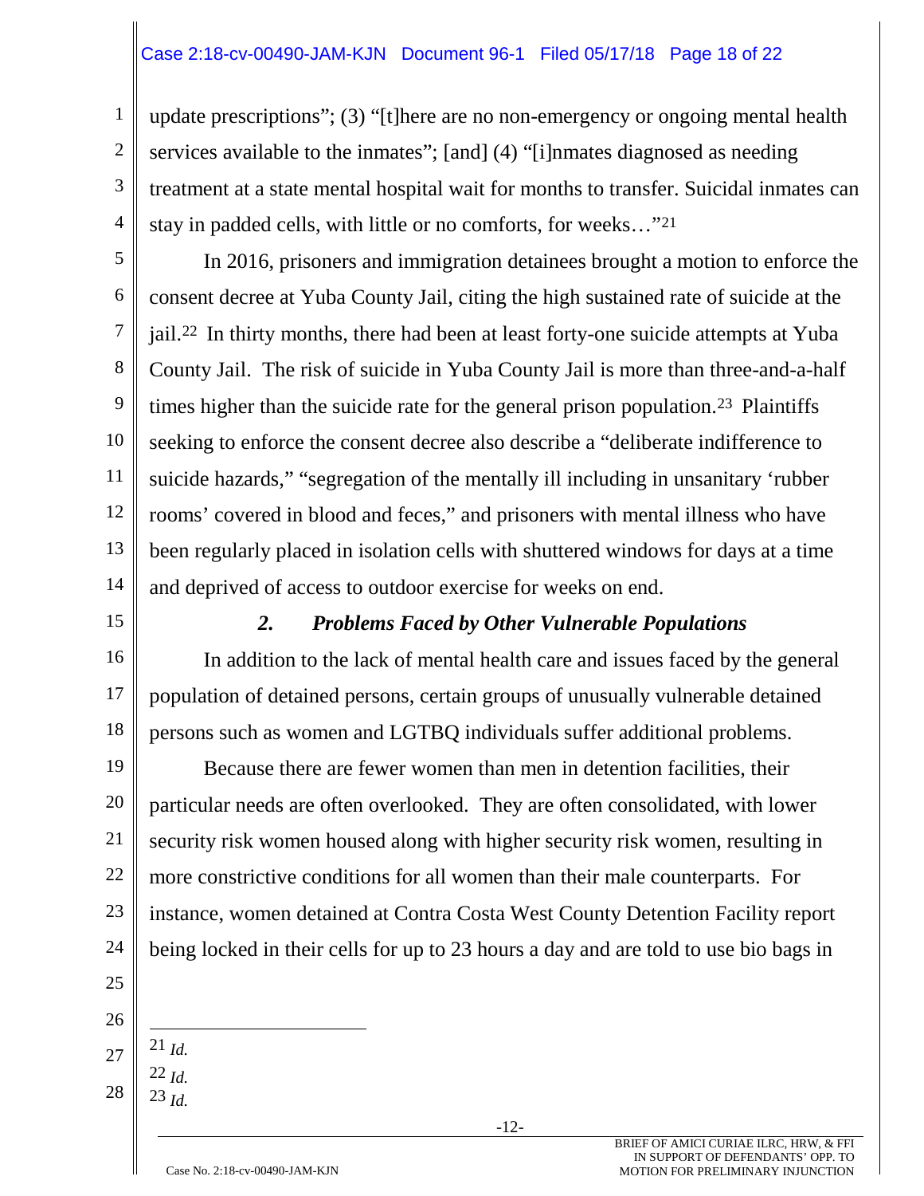update prescriptions"; (3) "[t]here are no non-emergency or ongoing mental health services available to the inmates"; [and] (4) "[i]nmates diagnosed as needing treatment at a state mental hospital wait for months to transfer. Suicidal inmates can stay in padded cells, with little or no comforts, for weeks…"[21]

In 2016, prisoners and immigration detainees brought a motion to enforce the consent decree at Yuba County Jail, citing the high sustained rate of suicide at the jail.[22] In thirty months, there had been at least forty-one suicide attempts at Yuba County Jail. The risk of suicide in Yuba County Jail is more than three-and-a-half times higher than the suicide rate for the general prison population.[23] Plaintiffs seeking to enforce the consent decree also describe a "deliberate indifference to suicide hazards," "segregation of the mentally ill including in unsanitary 'rubber rooms' covered in blood and feces," and prisoners with mental illness who have been regularly placed in isolation cells with shuttered windows for days at a time and deprived of access to outdoor exercise for weeks on end.

### *2. Problems Faced by Other Vulnerable Populations*

In addition to the lack of mental health care and issues faced by the general population of detained persons, certain groups of unusually vulnerable detained persons such as women and LGTBQ individuals suffer additional problems.

Because there are fewer women than men in detention facilities, their particular needs are often overlooked. They are often consolidated, with lower security risk women housed along with higher security risk women, resulting in more constrictive conditions for all women than their male counterparts. For instance, women detained at Contra Costa West County Detention Facility report being locked in their cells for up to 23 hours a day and are told to use bio bags in

---

[21] *Id.*

[22] *Id.*

[23] *Id.*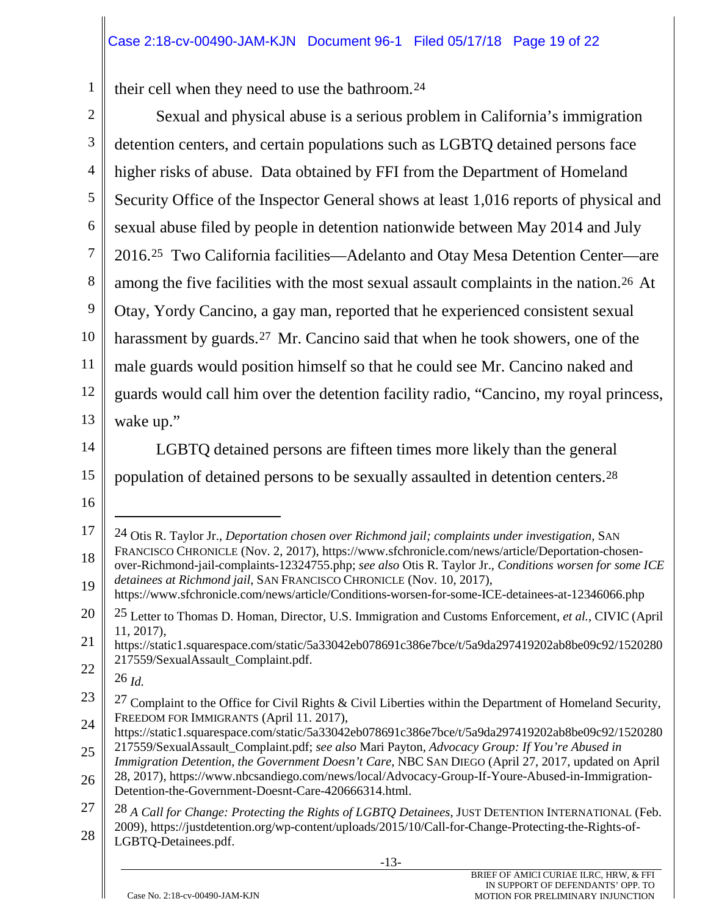their cell when they need to use the bathroom.[24]

Sexual and physical abuse is a serious problem in California's immigration detention centers, and certain populations such as LGBTQ detained persons face higher risks of abuse. Data obtained by FFI from the Department of Homeland Security Office of the Inspector General shows at least 1,016 reports of physical and sexual abuse filed by people in detention nationwide between May 2014 and July 2016.[25] Two California facilities—Adelanto and Otay Mesa Detention Center—are among the five facilities with the most sexual assault complaints in the nation.[26] At Otay, Yordy Cancino, a gay man, reported that he experienced consistent sexual harassment by guards.[27] Mr. Cancino said that when he took showers, one of the male guards would position himself so that he could see Mr. Cancino naked and guards would call him over the detention facility radio, "Cancino, my royal princess, wake up."

LGBTQ detained persons are fifteen times more likely than the general population of detained persons to be sexually assaulted in detention centers.[28]

---

[24] Otis R. Taylor Jr., *Deportation chosen over Richmond jail; complaints under investigation*, SAN FRANCISCO CHRONICLE (Nov. 2, 2017), https://www.sfchronicle.com/news/article/Deportation-chosen-over-Richmond-jail-complaints-12324755.php; *see also* Otis R. Taylor Jr., *Conditions worsen for some ICE detainees at Richmond jail*, SAN FRANCISCO CHRONICLE (Nov. 10, 2017), https://www.sfchronicle.com/news/article/Conditions-worsen-for-some-ICE-detainees-at-12346066.php

[25] Letter to Thomas D. Homan, Director, U.S. Immigration and Customs Enforcement, *et al.*, CIVIC (April 11, 2017), https://static1.squarespace.com/static/5a33042eb078691c386e7bce/t/5a9da297419202ab8be09c92/1520280217559/SexualAssault_Complaint.pdf.

[26] *Id.*

[27] Complaint to the Office for Civil Rights & Civil Liberties within the Department of Homeland Security, FREEDOM FOR IMMIGRANTS (April 11. 2017), https://static1.squarespace.com/static/5a33042eb078691c386e7bce/t/5a9da297419202ab8be09c92/1520280217559/SexualAssault_Complaint.pdf; *see also* Mari Payton, *Advocacy Group: If You're Abused in Immigration Detention, the Government Doesn't Care*, NBC SAN DIEGO (April 27, 2017, updated on April 28, 2017), https://www.nbcsandiego.com/news/local/Advocacy-Group-If-Youre-Abused-in-Immigration-Detention-the-Government-Doesnt-Care-420666314.html.

[28] *A Call for Change: Protecting the Rights of LGBTQ Detainees*, JUST DETENTION INTERNATIONAL (Feb. 2009), https://justdetention.org/wp-content/uploads/2015/10/Call-for-Change-Protecting-the-Rights-of-LGBTQ-Detainees.pdf.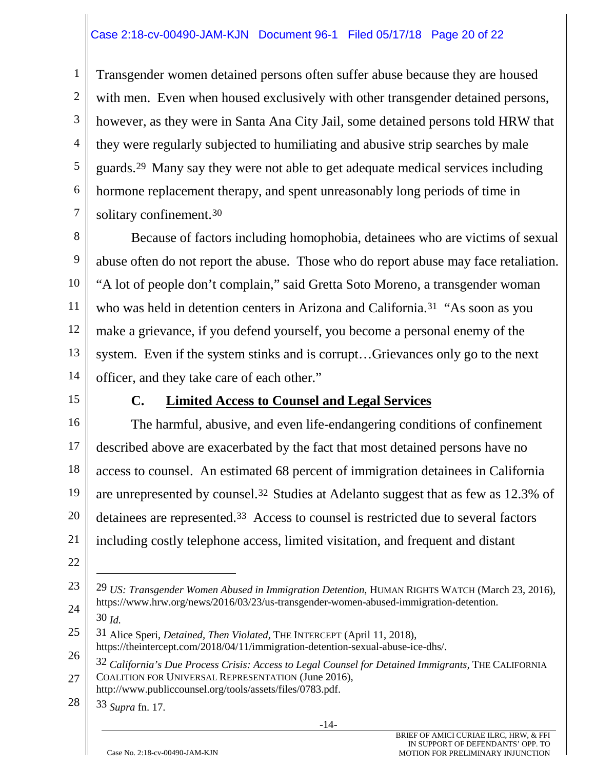Transgender women detained persons often suffer abuse because they are housed with men. Even when housed exclusively with other transgender detained persons, however, as they were in Santa Ana City Jail, some detained persons told HRW that they were regularly subjected to humiliating and abusive strip searches by male guards.[29] Many say they were not able to get adequate medical services including hormone replacement therapy, and spent unreasonably long periods of time in solitary confinement.[30]

Because of factors including homophobia, detainees who are victims of sexual abuse often do not report the abuse. Those who do report abuse may face retaliation. "A lot of people don't complain," said Gretta Soto Moreno, a transgender woman who was held in detention centers in Arizona and California.[31] "As soon as you make a grievance, if you defend yourself, you become a personal enemy of the system. Even if the system stinks and is corrupt…Grievances only go to the next officer, and they take care of each other."

### C. Limited Access to Counsel and Legal Services

The harmful, abusive, and even life-endangering conditions of confinement described above are exacerbated by the fact that most detained persons have no access to counsel. An estimated 68 percent of immigration detainees in California are unrepresented by counsel.[32] Studies at Adelanto suggest that as few as 12.3% of detainees are represented.[33] Access to counsel is restricted due to several factors including costly telephone access, limited visitation, and frequent and distant

---

[29] *US: Transgender Women Abused in Immigration Detention*, HUMAN RIGHTS WATCH (March 23, 2016), https://www.hrw.org/news/2016/03/23/us-transgender-women-abused-immigration-detention.

[30] *Id.*

[31] Alice Speri, *Detained, Then Violated*, THE INTERCEPT (April 11, 2018), https://theintercept.com/2018/04/11/immigration-detention-sexual-abuse-ice-dhs/.

[32] *California's Due Process Crisis: Access to Legal Counsel for Detained Immigrants*, THE CALIFORNIA COALITION FOR UNIVERSAL REPRESENTATION (June 2016), http://www.publiccounsel.org/tools/assets/files/0783.pdf.

[33] *Supra* fn. 17.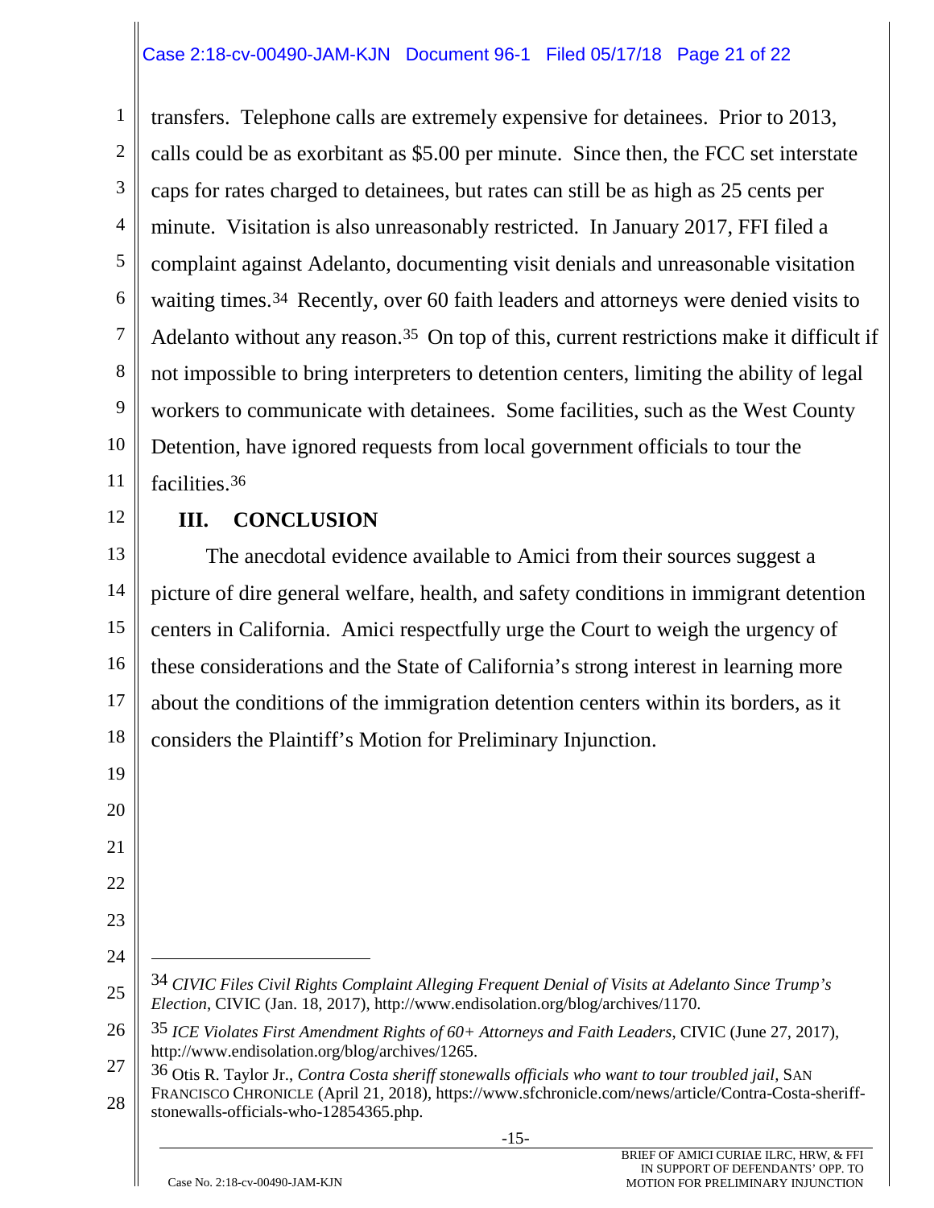transfers. Telephone calls are extremely expensive for detainees. Prior to 2013, calls could be as exorbitant as $5.00 per minute. Since then, the FCC set interstate caps for rates charged to detainees, but rates can still be as high as 25 cents per minute. Visitation is also unreasonably restricted. In January 2017, FFI filed a complaint against Adelanto, documenting visit denials and unreasonable visitation waiting times.[34] Recently, over 60 faith leaders and attorneys were denied visits to Adelanto without any reason.[35] On top of this, current restrictions make it difficult if not impossible to bring interpreters to detention centers, limiting the ability of legal workers to communicate with detainees. Some facilities, such as the West County Detention, have ignored requests from local government officials to tour the facilities.[36]

## III. CONCLUSION

The anecdotal evidence available to Amici from their sources suggest a picture of dire general welfare, health, and safety conditions in immigrant detention centers in California. Amici respectfully urge the Court to weigh the urgency of these considerations and the State of California's strong interest in learning more about the conditions of the immigration detention centers within its borders, as it considers the Plaintiff's Motion for Preliminary Injunction.

---

[34] *CIVIC Files Civil Rights Complaint Alleging Frequent Denial of Visits at Adelanto Since Trump's Election*, CIVIC (Jan. 18, 2017), http://www.endisolation.org/blog/archives/1170.

[35] *ICE Violates First Amendment Rights of 60+ Attorneys and Faith Leaders*, CIVIC (June 27, 2017), http://www.endisolation.org/blog/archives/1265.

[36] Otis R. Taylor Jr., *Contra Costa sheriff stonewalls officials who want to tour troubled jail*, SAN FRANCISCO CHRONICLE (April 21, 2018), https://www.sfchronicle.com/news/article/Contra-Costa-sheriff-stonewalls-officials-who-12854365.php.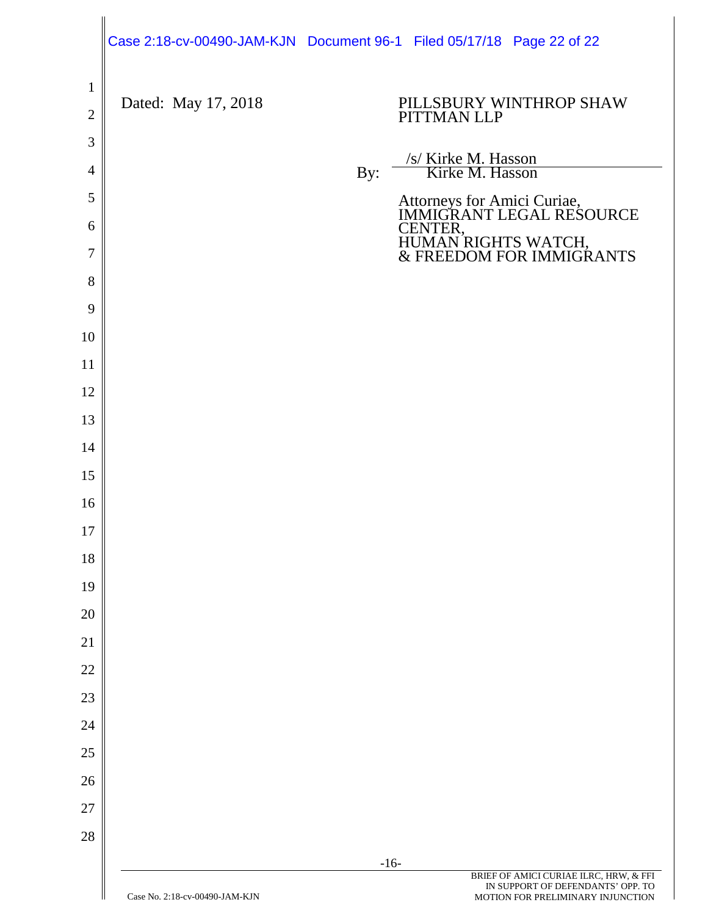Dated: May 17, 2018

PILLSBURY WINTHROP SHAW PITTMAN LLP

By: /s/ Kirke M. Hasson
Kirke M. Hasson

Attorneys for Amici Curiae,
IMMIGRANT LEGAL RESOURCE CENTER,
HUMAN RIGHTS WATCH,
& FREEDOM FOR IMMIGRANTS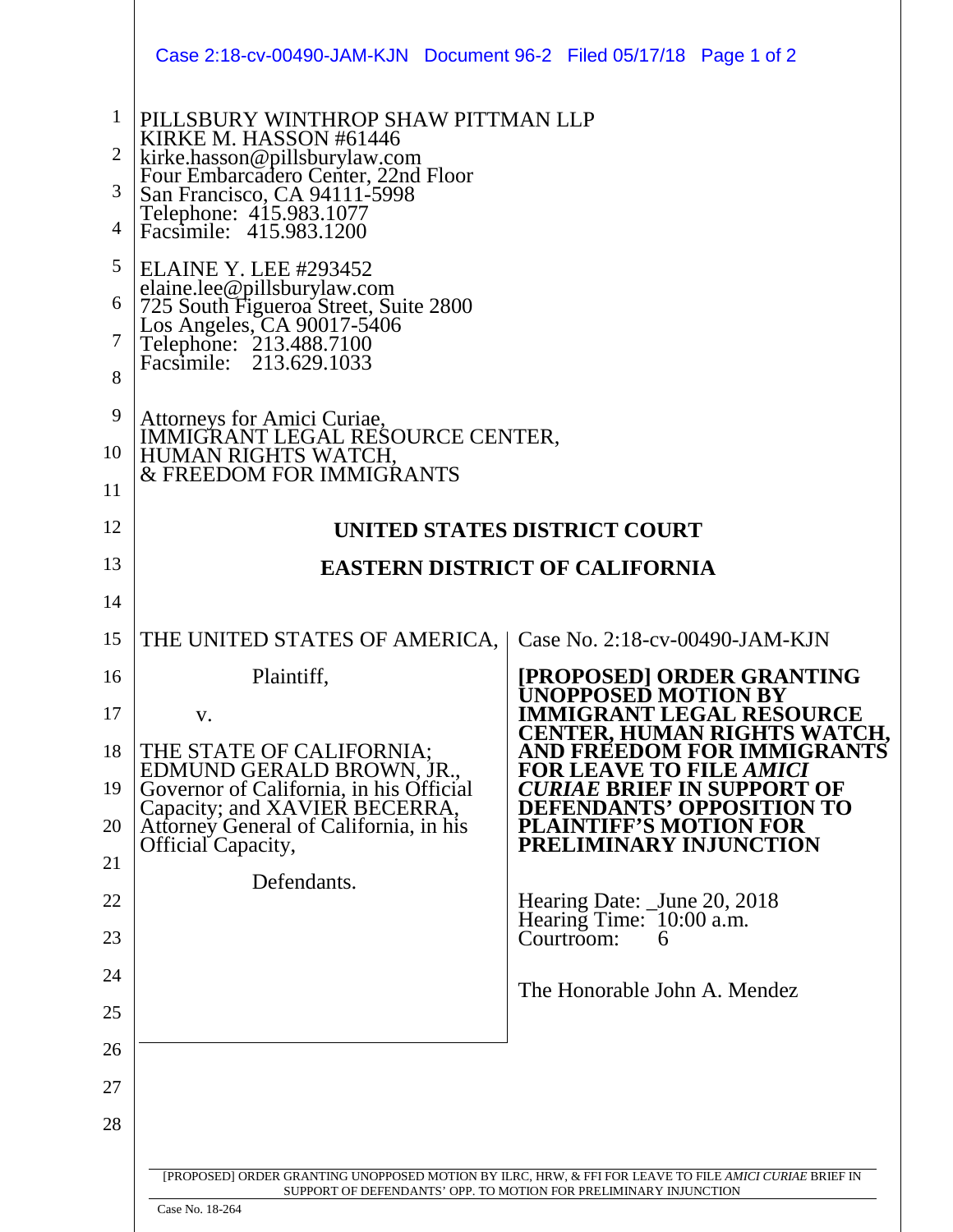PILLSBURY WINTHROP SHAW PITTMAN LLP
KIRKE M. HASSON #61446
kirke.hasson@pillsburylaw.com
Four Embarcadero Center, 22nd Floor
San Francisco, CA 94111-5998
Telephone: 415.983.1077
Facsimile: 415.983.1200

ELAINE Y. LEE #293452
elaine.lee@pillsburylaw.com
725 South Figueroa Street, Suite 2800
Los Angeles, CA 90017-5406
Telephone: 213.488.7100
Facsimile: 213.629.1033

Attorneys for Amici Curiae,
IMMIGRANT LEGAL RESOURCE CENTER,
HUMAN RIGHTS WATCH,
& FREEDOM FOR IMMIGRANTS

**UNITED STATES DISTRICT COURT**

**EASTERN DISTRICT OF CALIFORNIA**

| | |
|---|---|
| THE UNITED STATES OF AMERICA,<br><br>Plaintiff,<br><br>v.<br><br>THE STATE OF CALIFORNIA; EDMUND GERALD BROWN, JR., Governor of California, in his Official Capacity; and XAVIER BECERRA, Attorney General of California, in his Official Capacity,<br><br>Defendants. | Case No. 2:18-cv-00490-JAM-KJN<br><br>**[PROPOSED] ORDER GRANTING UNOPPOSED MOTION BY IMMIGRANT LEGAL RESOURCE CENTER, HUMAN RIGHTS WATCH, AND FREEDOM FOR IMMIGRANTS FOR LEAVE TO FILE *AMICI CURIAE* BRIEF IN SUPPORT OF DEFENDANTS' OPPOSITION TO PLAINTIFF'S MOTION FOR PRELIMINARY INJUNCTION**<br><br>Hearing Date: _June 20, 2018<br>Hearing Time: 10:00 a.m.<br>Courtroom: 6<br><br>The Honorable John A. Mendez |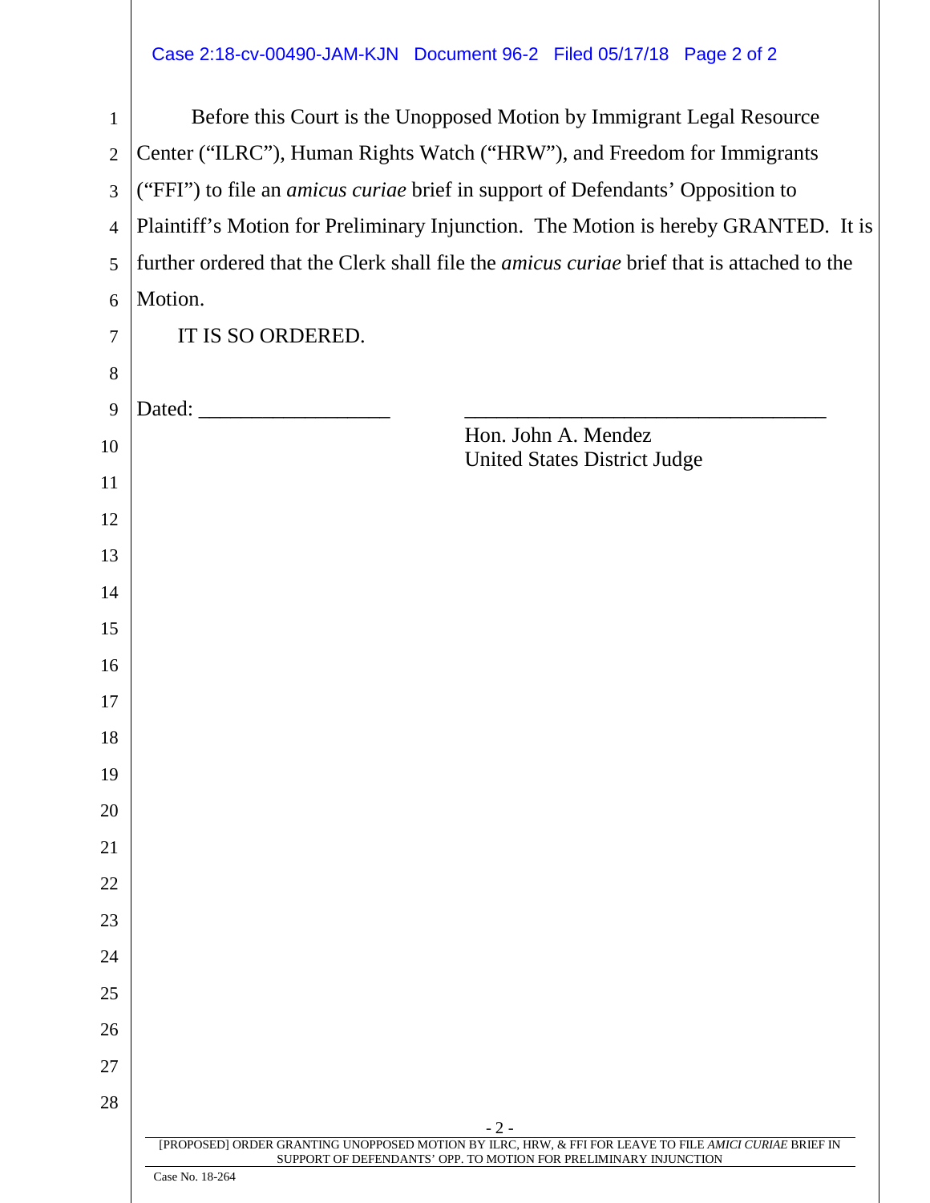Before this Court is the Unopposed Motion by Immigrant Legal Resource Center ("ILRC"), Human Rights Watch ("HRW"), and Freedom for Immigrants ("FFI") to file an *amicus curiae* brief in support of Defendants' Opposition to Plaintiff's Motion for Preliminary Injunction. The Motion is hereby GRANTED. It is further ordered that the Clerk shall file the *amicus curiae* brief that is attached to the Motion.

IT IS SO ORDERED.

Dated: ___________________

___________________________________
Hon. John A. Mendez
United States District Judge